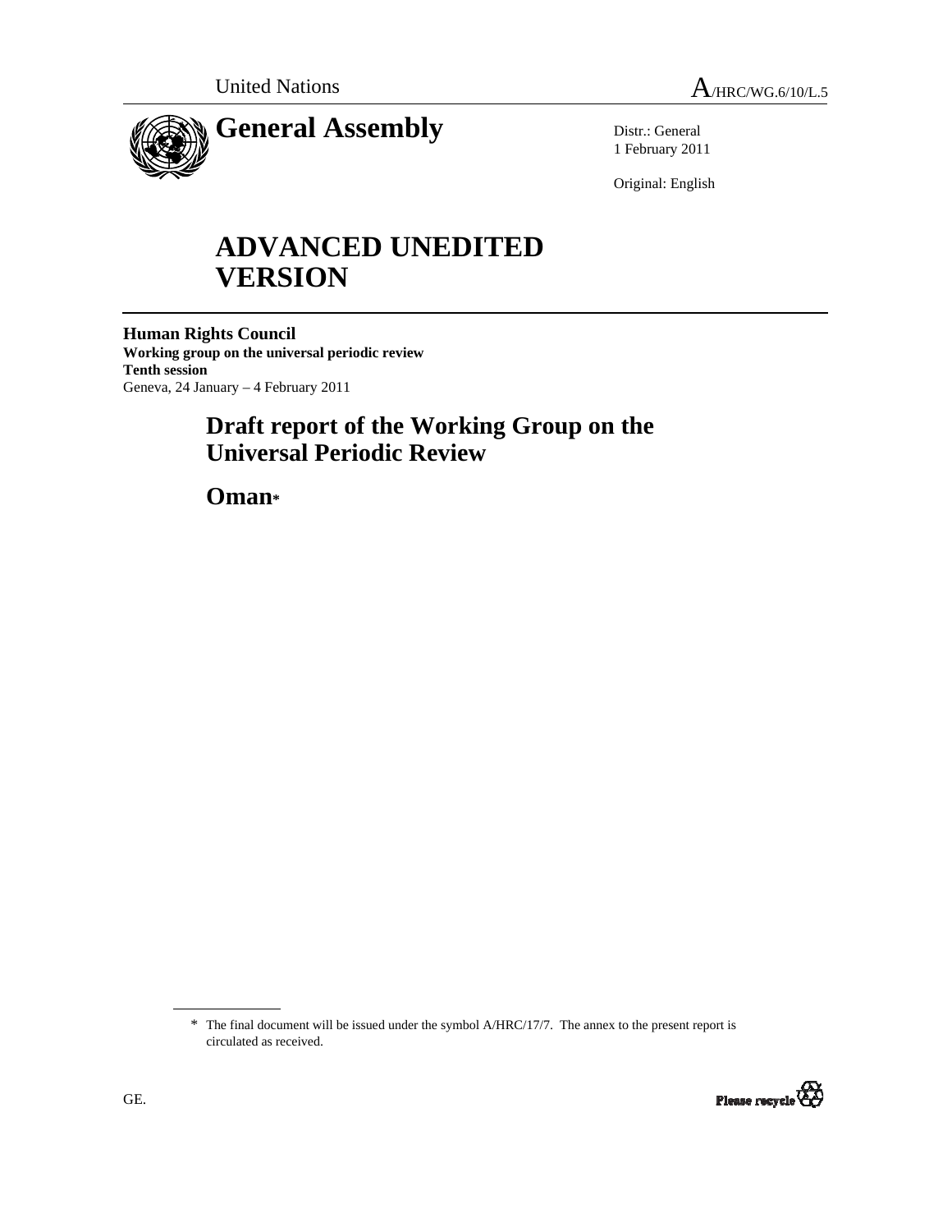United Nations A/HRC/WG.6/10/L.5

# General Assembly

Distr.: General
1 February 2011

Original: English

# ADVANCED UNEDITED VERSION

**Human Rights Council**
**Working group on the universal periodic review**
**Tenth session**
Geneva, 24 January – 4 February 2011

## Draft report of the Working Group on the Universal Periodic Review

## Oman*

---

\* The final document will be issued under the symbol A/HRC/17/7. The annex to the present report is circulated as received.

GE.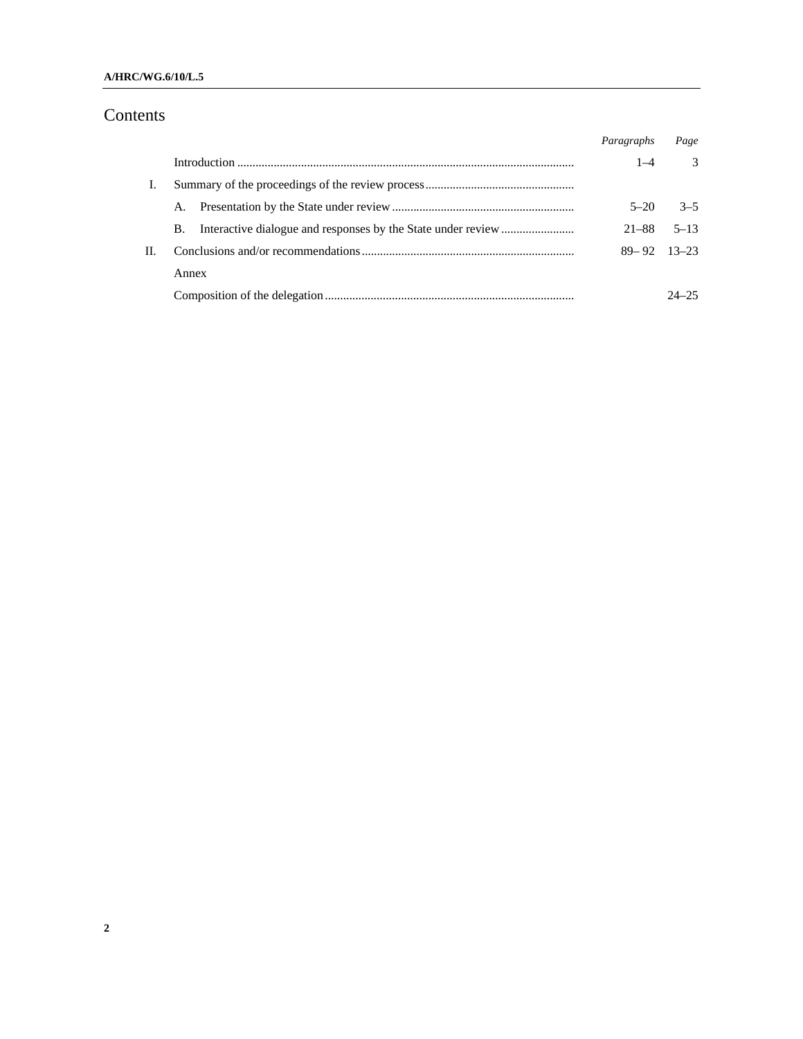# Contents

| | | *Paragraphs* | *Page* |
|---|---|---|---|
| | Introduction | 1–4 | 3 |
| I. | Summary of the proceedings of the review process | | |
| | A. Presentation by the State under review | 5–20 | 3–5 |
| | B. Interactive dialogue and responses by the State under review | 21–88 | 5–13 |
| II. | Conclusions and/or recommendations | 89– 92 | 13–23 |
| | Annex | | |
| | Composition of the delegation | | 24–25 |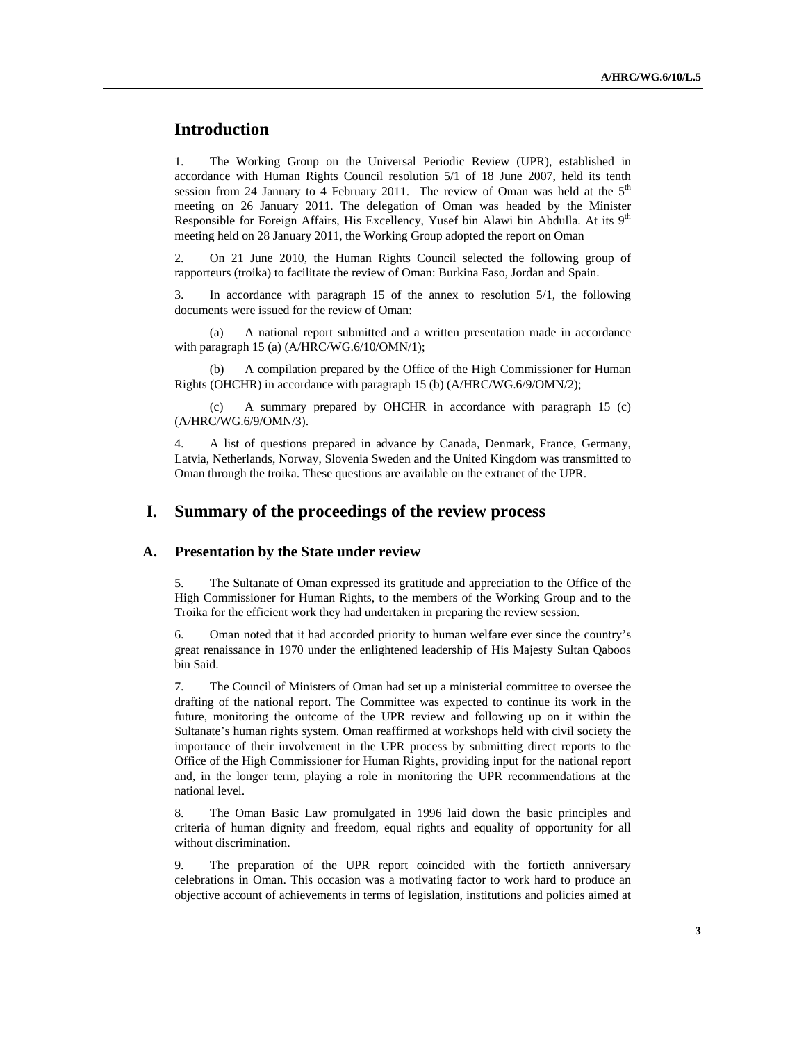## Introduction

1. The Working Group on the Universal Periodic Review (UPR), established in accordance with Human Rights Council resolution 5/1 of 18 June 2007, held its tenth session from 24 January to 4 February 2011. The review of Oman was held at the 5th meeting on 26 January 2011. The delegation of Oman was headed by the Minister Responsible for Foreign Affairs, His Excellency, Yusef bin Alawi bin Abdulla. At its 9th meeting held on 28 January 2011, the Working Group adopted the report on Oman

2. On 21 June 2010, the Human Rights Council selected the following group of rapporteurs (troika) to facilitate the review of Oman: Burkina Faso, Jordan and Spain.

3. In accordance with paragraph 15 of the annex to resolution 5/1, the following documents were issued for the review of Oman:

(a) A national report submitted and a written presentation made in accordance with paragraph 15 (a) (A/HRC/WG.6/10/OMN/1);

(b) A compilation prepared by the Office of the High Commissioner for Human Rights (OHCHR) in accordance with paragraph 15 (b) (A/HRC/WG.6/9/OMN/2);

(c) A summary prepared by OHCHR in accordance with paragraph 15 (c) (A/HRC/WG.6/9/OMN/3).

4. A list of questions prepared in advance by Canada, Denmark, France, Germany, Latvia, Netherlands, Norway, Slovenia Sweden and the United Kingdom was transmitted to Oman through the troika. These questions are available on the extranet of the UPR.

## I. Summary of the proceedings of the review process

### A. Presentation by the State under review

5. The Sultanate of Oman expressed its gratitude and appreciation to the Office of the High Commissioner for Human Rights, to the members of the Working Group and to the Troika for the efficient work they had undertaken in preparing the review session.

6. Oman noted that it had accorded priority to human welfare ever since the country's great renaissance in 1970 under the enlightened leadership of His Majesty Sultan Qaboos bin Said.

7. The Council of Ministers of Oman had set up a ministerial committee to oversee the drafting of the national report. The Committee was expected to continue its work in the future, monitoring the outcome of the UPR review and following up on it within the Sultanate's human rights system. Oman reaffirmed at workshops held with civil society the importance of their involvement in the UPR process by submitting direct reports to the Office of the High Commissioner for Human Rights, providing input for the national report and, in the longer term, playing a role in monitoring the UPR recommendations at the national level.

8. The Oman Basic Law promulgated in 1996 laid down the basic principles and criteria of human dignity and freedom, equal rights and equality of opportunity for all without discrimination.

9. The preparation of the UPR report coincided with the fortieth anniversary celebrations in Oman. This occasion was a motivating factor to work hard to produce an objective account of achievements in terms of legislation, institutions and policies aimed at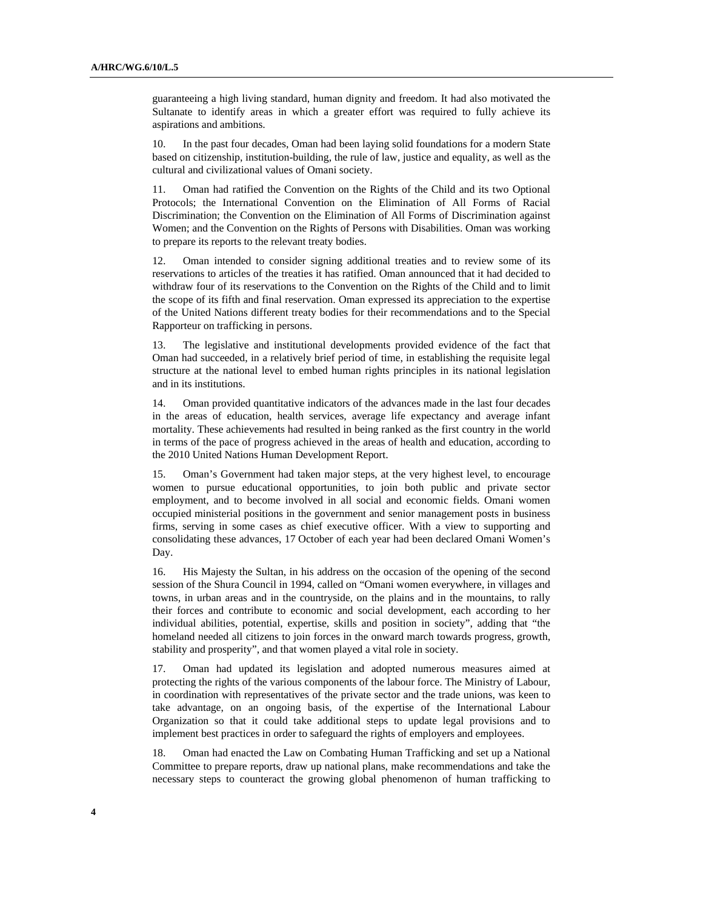guaranteeing a high living standard, human dignity and freedom. It had also motivated the Sultanate to identify areas in which a greater effort was required to fully achieve its aspirations and ambitions.

10. In the past four decades, Oman had been laying solid foundations for a modern State based on citizenship, institution-building, the rule of law, justice and equality, as well as the cultural and civilizational values of Omani society.

11. Oman had ratified the Convention on the Rights of the Child and its two Optional Protocols; the International Convention on the Elimination of All Forms of Racial Discrimination; the Convention on the Elimination of All Forms of Discrimination against Women; and the Convention on the Rights of Persons with Disabilities. Oman was working to prepare its reports to the relevant treaty bodies.

12. Oman intended to consider signing additional treaties and to review some of its reservations to articles of the treaties it has ratified. Oman announced that it had decided to withdraw four of its reservations to the Convention on the Rights of the Child and to limit the scope of its fifth and final reservation. Oman expressed its appreciation to the expertise of the United Nations different treaty bodies for their recommendations and to the Special Rapporteur on trafficking in persons.

13. The legislative and institutional developments provided evidence of the fact that Oman had succeeded, in a relatively brief period of time, in establishing the requisite legal structure at the national level to embed human rights principles in its national legislation and in its institutions.

14. Oman provided quantitative indicators of the advances made in the last four decades in the areas of education, health services, average life expectancy and average infant mortality. These achievements had resulted in being ranked as the first country in the world in terms of the pace of progress achieved in the areas of health and education, according to the 2010 United Nations Human Development Report.

15. Oman's Government had taken major steps, at the very highest level, to encourage women to pursue educational opportunities, to join both public and private sector employment, and to become involved in all social and economic fields. Omani women occupied ministerial positions in the government and senior management posts in business firms, serving in some cases as chief executive officer. With a view to supporting and consolidating these advances, 17 October of each year had been declared Omani Women's Day.

16. His Majesty the Sultan, in his address on the occasion of the opening of the second session of the Shura Council in 1994, called on "Omani women everywhere, in villages and towns, in urban areas and in the countryside, on the plains and in the mountains, to rally their forces and contribute to economic and social development, each according to her individual abilities, potential, expertise, skills and position in society", adding that "the homeland needed all citizens to join forces in the onward march towards progress, growth, stability and prosperity", and that women played a vital role in society.

17. Oman had updated its legislation and adopted numerous measures aimed at protecting the rights of the various components of the labour force. The Ministry of Labour, in coordination with representatives of the private sector and the trade unions, was keen to take advantage, on an ongoing basis, of the expertise of the International Labour Organization so that it could take additional steps to update legal provisions and to implement best practices in order to safeguard the rights of employers and employees.

18. Oman had enacted the Law on Combating Human Trafficking and set up a National Committee to prepare reports, draw up national plans, make recommendations and take the necessary steps to counteract the growing global phenomenon of human trafficking to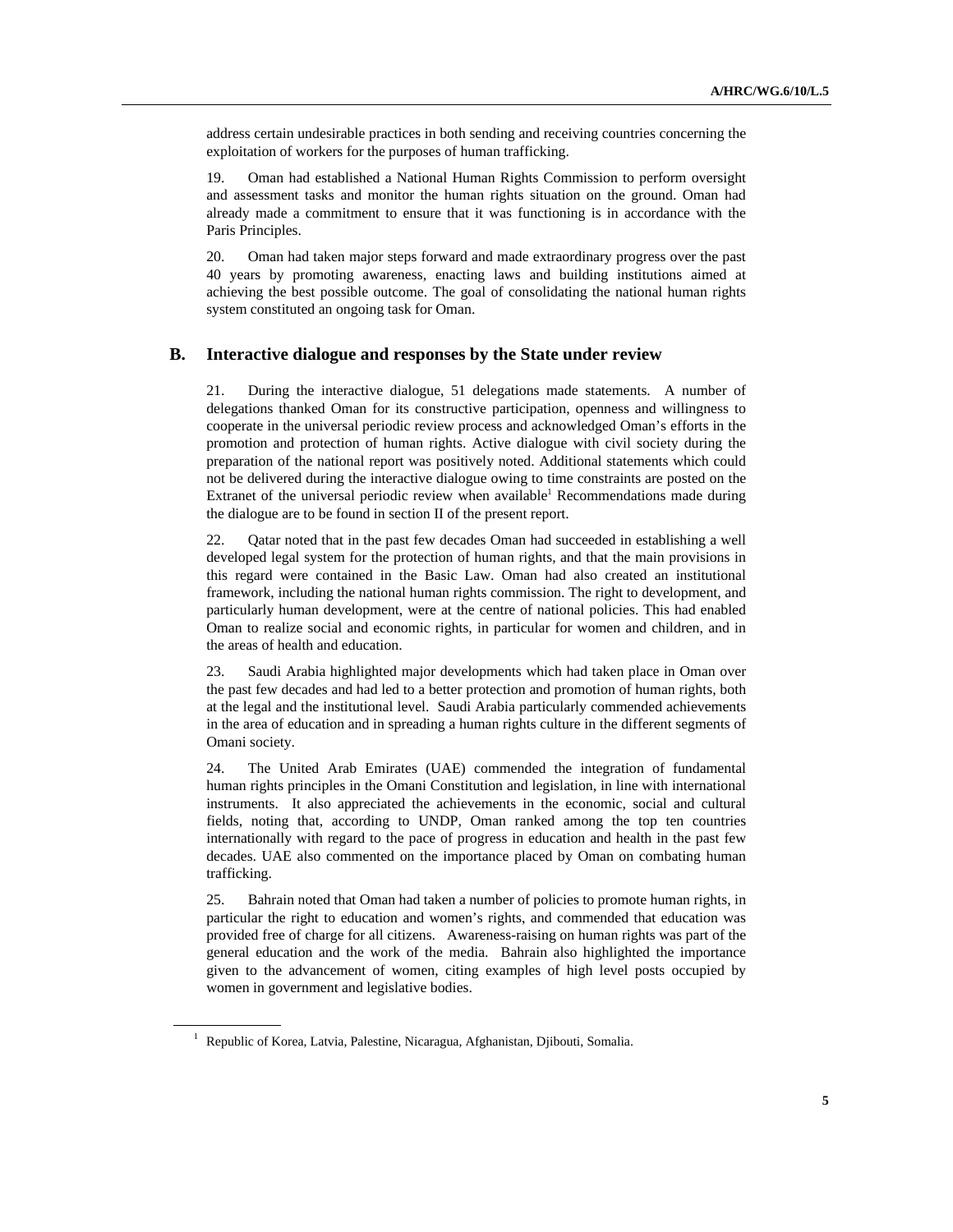address certain undesirable practices in both sending and receiving countries concerning the exploitation of workers for the purposes of human trafficking.

19. Oman had established a National Human Rights Commission to perform oversight and assessment tasks and monitor the human rights situation on the ground. Oman had already made a commitment to ensure that it was functioning is in accordance with the Paris Principles.

20. Oman had taken major steps forward and made extraordinary progress over the past 40 years by promoting awareness, enacting laws and building institutions aimed at achieving the best possible outcome. The goal of consolidating the national human rights system constituted an ongoing task for Oman.

## B. Interactive dialogue and responses by the State under review

21. During the interactive dialogue, 51 delegations made statements. A number of delegations thanked Oman for its constructive participation, openness and willingness to cooperate in the universal periodic review process and acknowledged Oman's efforts in the promotion and protection of human rights. Active dialogue with civil society during the preparation of the national report was positively noted. Additional statements which could not be delivered during the interactive dialogue owing to time constraints are posted on the Extranet of the universal periodic review when available[1] Recommendations made during the dialogue are to be found in section II of the present report.

22. Qatar noted that in the past few decades Oman had succeeded in establishing a well developed legal system for the protection of human rights, and that the main provisions in this regard were contained in the Basic Law. Oman had also created an institutional framework, including the national human rights commission. The right to development, and particularly human development, were at the centre of national policies. This had enabled Oman to realize social and economic rights, in particular for women and children, and in the areas of health and education.

23. Saudi Arabia highlighted major developments which had taken place in Oman over the past few decades and had led to a better protection and promotion of human rights, both at the legal and the institutional level. Saudi Arabia particularly commended achievements in the area of education and in spreading a human rights culture in the different segments of Omani society.

24. The United Arab Emirates (UAE) commended the integration of fundamental human rights principles in the Omani Constitution and legislation, in line with international instruments. It also appreciated the achievements in the economic, social and cultural fields, noting that, according to UNDP, Oman ranked among the top ten countries internationally with regard to the pace of progress in education and health in the past few decades. UAE also commented on the importance placed by Oman on combating human trafficking.

25. Bahrain noted that Oman had taken a number of policies to promote human rights, in particular the right to education and women's rights, and commended that education was provided free of charge for all citizens. Awareness-raising on human rights was part of the general education and the work of the media. Bahrain also highlighted the importance given to the advancement of women, citing examples of high level posts occupied by women in government and legislative bodies.

---

[1] Republic of Korea, Latvia, Palestine, Nicaragua, Afghanistan, Djibouti, Somalia.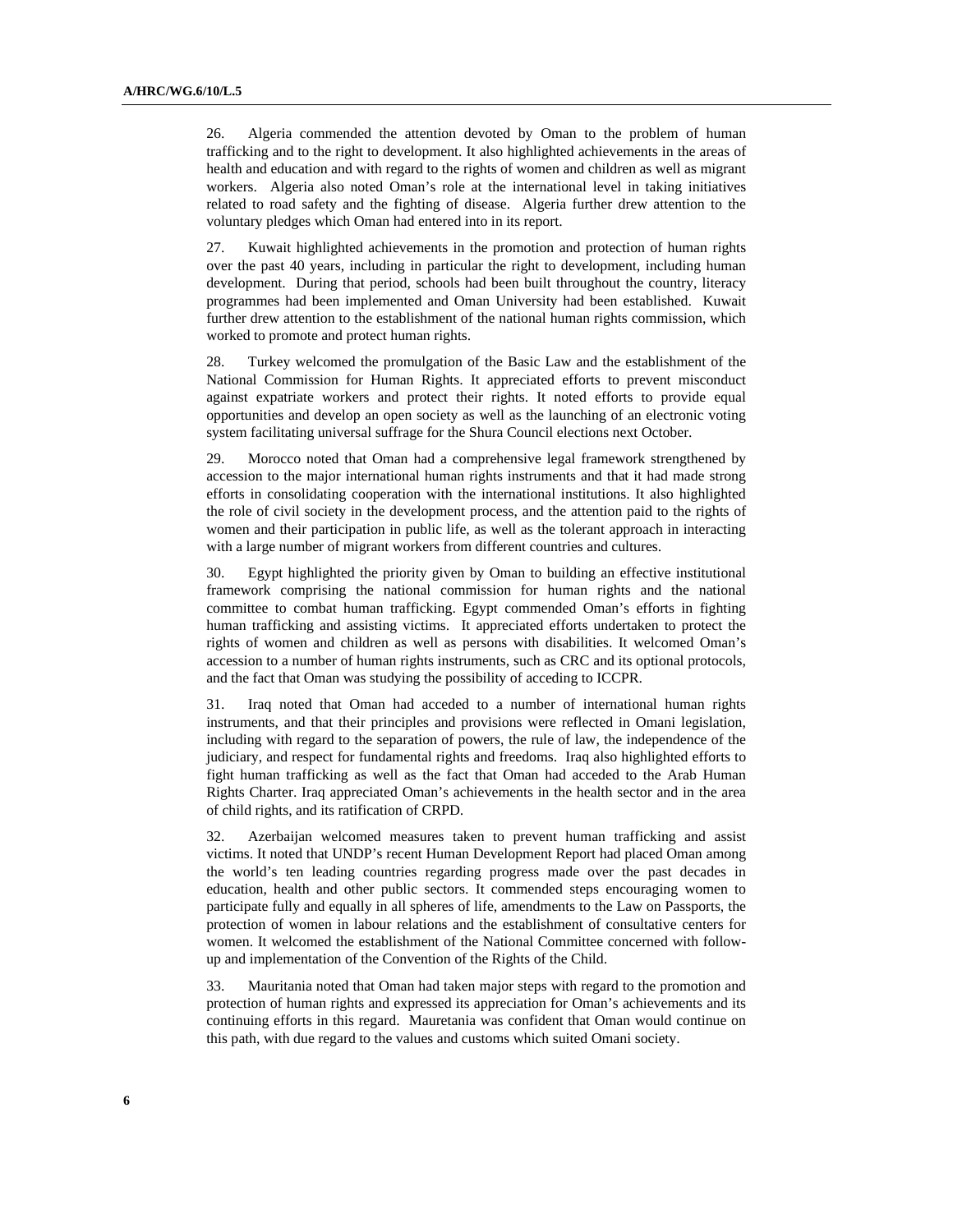26. Algeria commended the attention devoted by Oman to the problem of human trafficking and to the right to development. It also highlighted achievements in the areas of health and education and with regard to the rights of women and children as well as migrant workers. Algeria also noted Oman's role at the international level in taking initiatives related to road safety and the fighting of disease. Algeria further drew attention to the voluntary pledges which Oman had entered into in its report.

27. Kuwait highlighted achievements in the promotion and protection of human rights over the past 40 years, including in particular the right to development, including human development. During that period, schools had been built throughout the country, literacy programmes had been implemented and Oman University had been established. Kuwait further drew attention to the establishment of the national human rights commission, which worked to promote and protect human rights.

28. Turkey welcomed the promulgation of the Basic Law and the establishment of the National Commission for Human Rights. It appreciated efforts to prevent misconduct against expatriate workers and protect their rights. It noted efforts to provide equal opportunities and develop an open society as well as the launching of an electronic voting system facilitating universal suffrage for the Shura Council elections next October.

29. Morocco noted that Oman had a comprehensive legal framework strengthened by accession to the major international human rights instruments and that it had made strong efforts in consolidating cooperation with the international institutions. It also highlighted the role of civil society in the development process, and the attention paid to the rights of women and their participation in public life, as well as the tolerant approach in interacting with a large number of migrant workers from different countries and cultures.

30. Egypt highlighted the priority given by Oman to building an effective institutional framework comprising the national commission for human rights and the national committee to combat human trafficking. Egypt commended Oman's efforts in fighting human trafficking and assisting victims. It appreciated efforts undertaken to protect the rights of women and children as well as persons with disabilities. It welcomed Oman's accession to a number of human rights instruments, such as CRC and its optional protocols, and the fact that Oman was studying the possibility of acceding to ICCPR.

31. Iraq noted that Oman had acceded to a number of international human rights instruments, and that their principles and provisions were reflected in Omani legislation, including with regard to the separation of powers, the rule of law, the independence of the judiciary, and respect for fundamental rights and freedoms. Iraq also highlighted efforts to fight human trafficking as well as the fact that Oman had acceded to the Arab Human Rights Charter. Iraq appreciated Oman's achievements in the health sector and in the area of child rights, and its ratification of CRPD.

32. Azerbaijan welcomed measures taken to prevent human trafficking and assist victims. It noted that UNDP's recent Human Development Report had placed Oman among the world's ten leading countries regarding progress made over the past decades in education, health and other public sectors. It commended steps encouraging women to participate fully and equally in all spheres of life, amendments to the Law on Passports, the protection of women in labour relations and the establishment of consultative centers for women. It welcomed the establishment of the National Committee concerned with follow-up and implementation of the Convention of the Rights of the Child.

33. Mauritania noted that Oman had taken major steps with regard to the promotion and protection of human rights and expressed its appreciation for Oman's achievements and its continuing efforts in this regard. Mauretania was confident that Oman would continue on this path, with due regard to the values and customs which suited Omani society.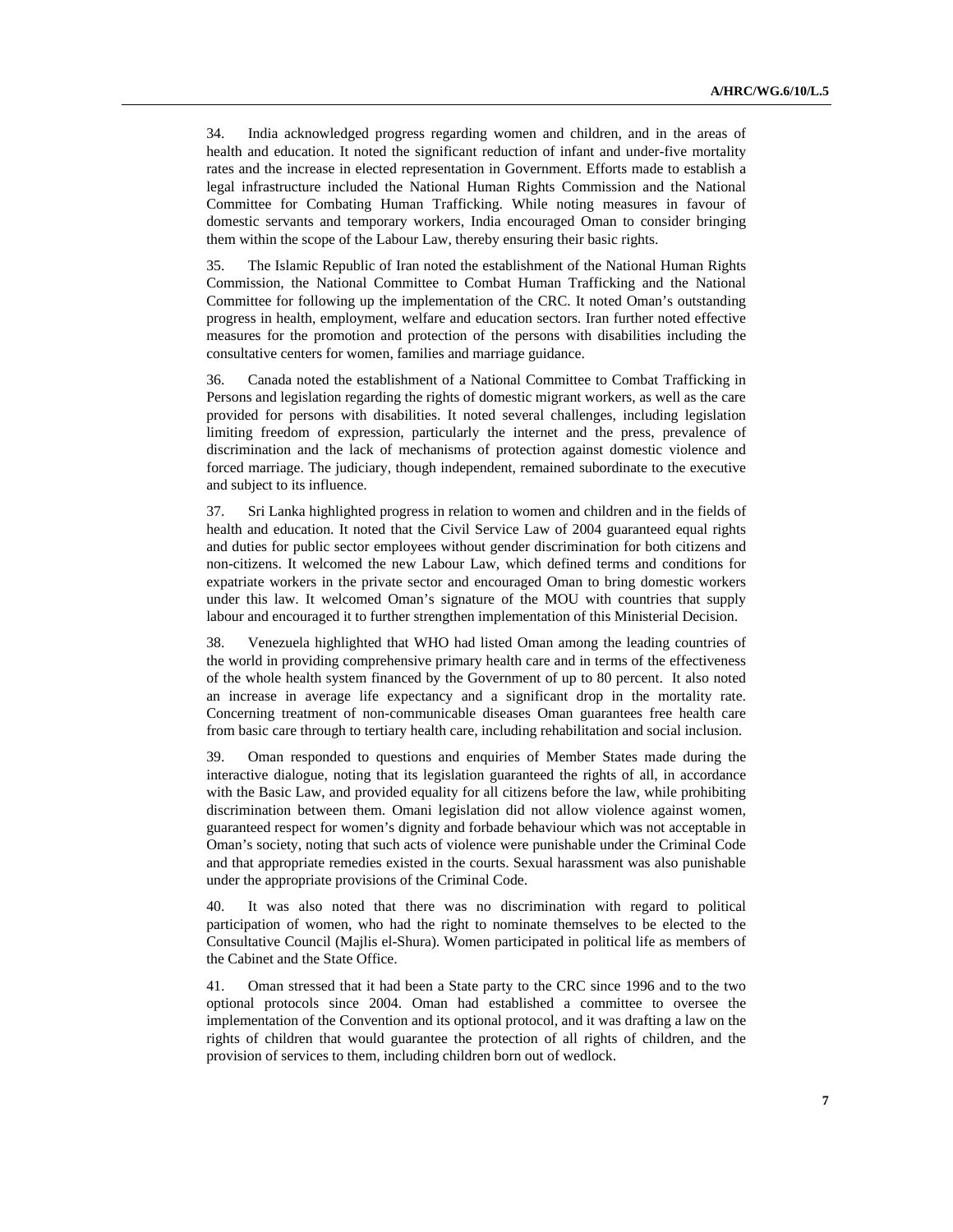34. India acknowledged progress regarding women and children, and in the areas of health and education. It noted the significant reduction of infant and under-five mortality rates and the increase in elected representation in Government. Efforts made to establish a legal infrastructure included the National Human Rights Commission and the National Committee for Combating Human Trafficking. While noting measures in favour of domestic servants and temporary workers, India encouraged Oman to consider bringing them within the scope of the Labour Law, thereby ensuring their basic rights.

35. The Islamic Republic of Iran noted the establishment of the National Human Rights Commission, the National Committee to Combat Human Trafficking and the National Committee for following up the implementation of the CRC. It noted Oman's outstanding progress in health, employment, welfare and education sectors. Iran further noted effective measures for the promotion and protection of the persons with disabilities including the consultative centers for women, families and marriage guidance.

36. Canada noted the establishment of a National Committee to Combat Trafficking in Persons and legislation regarding the rights of domestic migrant workers, as well as the care provided for persons with disabilities. It noted several challenges, including legislation limiting freedom of expression, particularly the internet and the press, prevalence of discrimination and the lack of mechanisms of protection against domestic violence and forced marriage. The judiciary, though independent, remained subordinate to the executive and subject to its influence.

37. Sri Lanka highlighted progress in relation to women and children and in the fields of health and education. It noted that the Civil Service Law of 2004 guaranteed equal rights and duties for public sector employees without gender discrimination for both citizens and non-citizens. It welcomed the new Labour Law, which defined terms and conditions for expatriate workers in the private sector and encouraged Oman to bring domestic workers under this law. It welcomed Oman's signature of the MOU with countries that supply labour and encouraged it to further strengthen implementation of this Ministerial Decision.

38. Venezuela highlighted that WHO had listed Oman among the leading countries of the world in providing comprehensive primary health care and in terms of the effectiveness of the whole health system financed by the Government of up to 80 percent. It also noted an increase in average life expectancy and a significant drop in the mortality rate. Concerning treatment of non-communicable diseases Oman guarantees free health care from basic care through to tertiary health care, including rehabilitation and social inclusion.

39. Oman responded to questions and enquiries of Member States made during the interactive dialogue, noting that its legislation guaranteed the rights of all, in accordance with the Basic Law, and provided equality for all citizens before the law, while prohibiting discrimination between them. Omani legislation did not allow violence against women, guaranteed respect for women's dignity and forbade behaviour which was not acceptable in Oman's society, noting that such acts of violence were punishable under the Criminal Code and that appropriate remedies existed in the courts. Sexual harassment was also punishable under the appropriate provisions of the Criminal Code.

40. It was also noted that there was no discrimination with regard to political participation of women, who had the right to nominate themselves to be elected to the Consultative Council (Majlis el-Shura). Women participated in political life as members of the Cabinet and the State Office.

41. Oman stressed that it had been a State party to the CRC since 1996 and to the two optional protocols since 2004. Oman had established a committee to oversee the implementation of the Convention and its optional protocol, and it was drafting a law on the rights of children that would guarantee the protection of all rights of children, and the provision of services to them, including children born out of wedlock.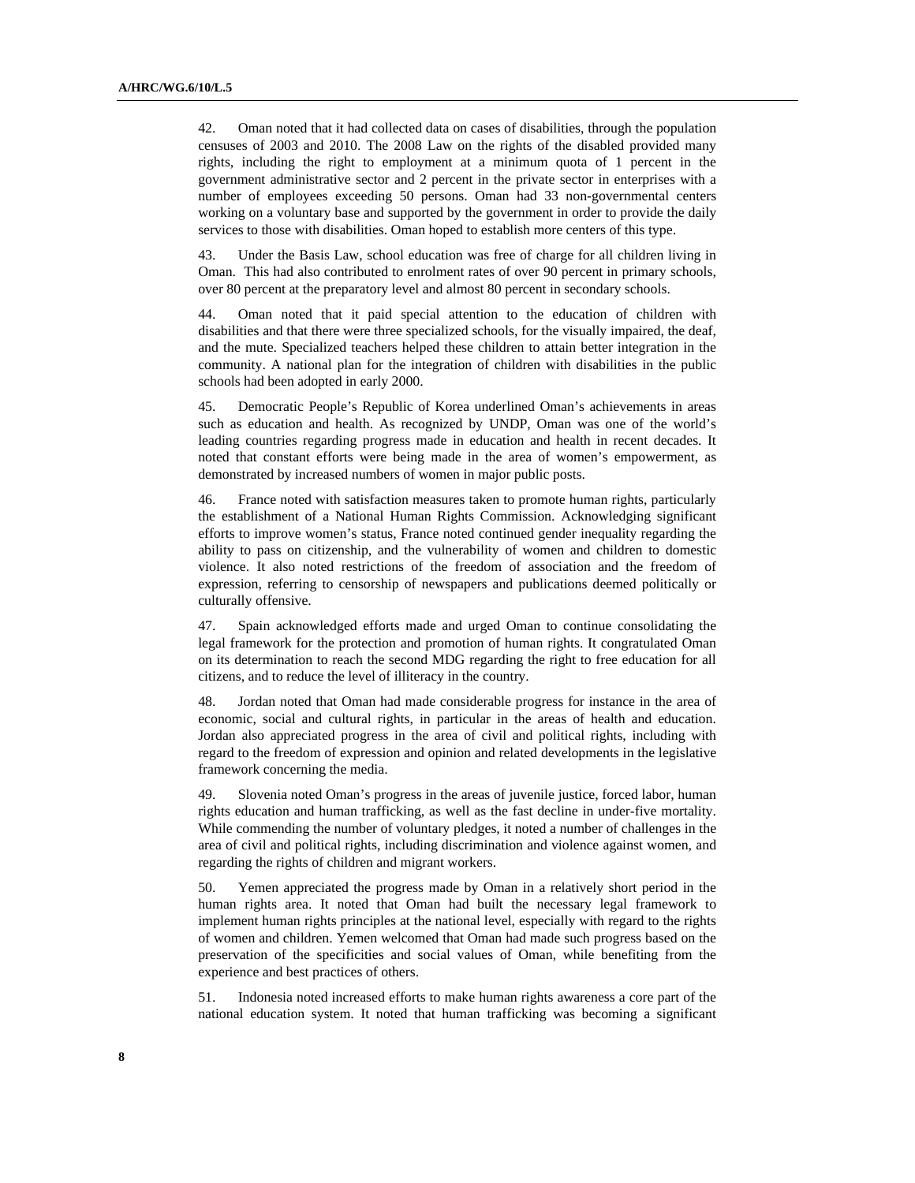42. Oman noted that it had collected data on cases of disabilities, through the population censuses of 2003 and 2010. The 2008 Law on the rights of the disabled provided many rights, including the right to employment at a minimum quota of 1 percent in the government administrative sector and 2 percent in the private sector in enterprises with a number of employees exceeding 50 persons. Oman had 33 non-governmental centers working on a voluntary base and supported by the government in order to provide the daily services to those with disabilities. Oman hoped to establish more centers of this type.

43. Under the Basis Law, school education was free of charge for all children living in Oman. This had also contributed to enrolment rates of over 90 percent in primary schools, over 80 percent at the preparatory level and almost 80 percent in secondary schools.

44. Oman noted that it paid special attention to the education of children with disabilities and that there were three specialized schools, for the visually impaired, the deaf, and the mute. Specialized teachers helped these children to attain better integration in the community. A national plan for the integration of children with disabilities in the public schools had been adopted in early 2000.

45. Democratic People's Republic of Korea underlined Oman's achievements in areas such as education and health. As recognized by UNDP, Oman was one of the world's leading countries regarding progress made in education and health in recent decades. It noted that constant efforts were being made in the area of women's empowerment, as demonstrated by increased numbers of women in major public posts.

46. France noted with satisfaction measures taken to promote human rights, particularly the establishment of a National Human Rights Commission. Acknowledging significant efforts to improve women's status, France noted continued gender inequality regarding the ability to pass on citizenship, and the vulnerability of women and children to domestic violence. It also noted restrictions of the freedom of association and the freedom of expression, referring to censorship of newspapers and publications deemed politically or culturally offensive.

47. Spain acknowledged efforts made and urged Oman to continue consolidating the legal framework for the protection and promotion of human rights. It congratulated Oman on its determination to reach the second MDG regarding the right to free education for all citizens, and to reduce the level of illiteracy in the country.

48. Jordan noted that Oman had made considerable progress for instance in the area of economic, social and cultural rights, in particular in the areas of health and education. Jordan also appreciated progress in the area of civil and political rights, including with regard to the freedom of expression and opinion and related developments in the legislative framework concerning the media.

49. Slovenia noted Oman's progress in the areas of juvenile justice, forced labor, human rights education and human trafficking, as well as the fast decline in under-five mortality. While commending the number of voluntary pledges, it noted a number of challenges in the area of civil and political rights, including discrimination and violence against women, and regarding the rights of children and migrant workers.

50. Yemen appreciated the progress made by Oman in a relatively short period in the human rights area. It noted that Oman had built the necessary legal framework to implement human rights principles at the national level, especially with regard to the rights of women and children. Yemen welcomed that Oman had made such progress based on the preservation of the specificities and social values of Oman, while benefiting from the experience and best practices of others.

51. Indonesia noted increased efforts to make human rights awareness a core part of the national education system. It noted that human trafficking was becoming a significant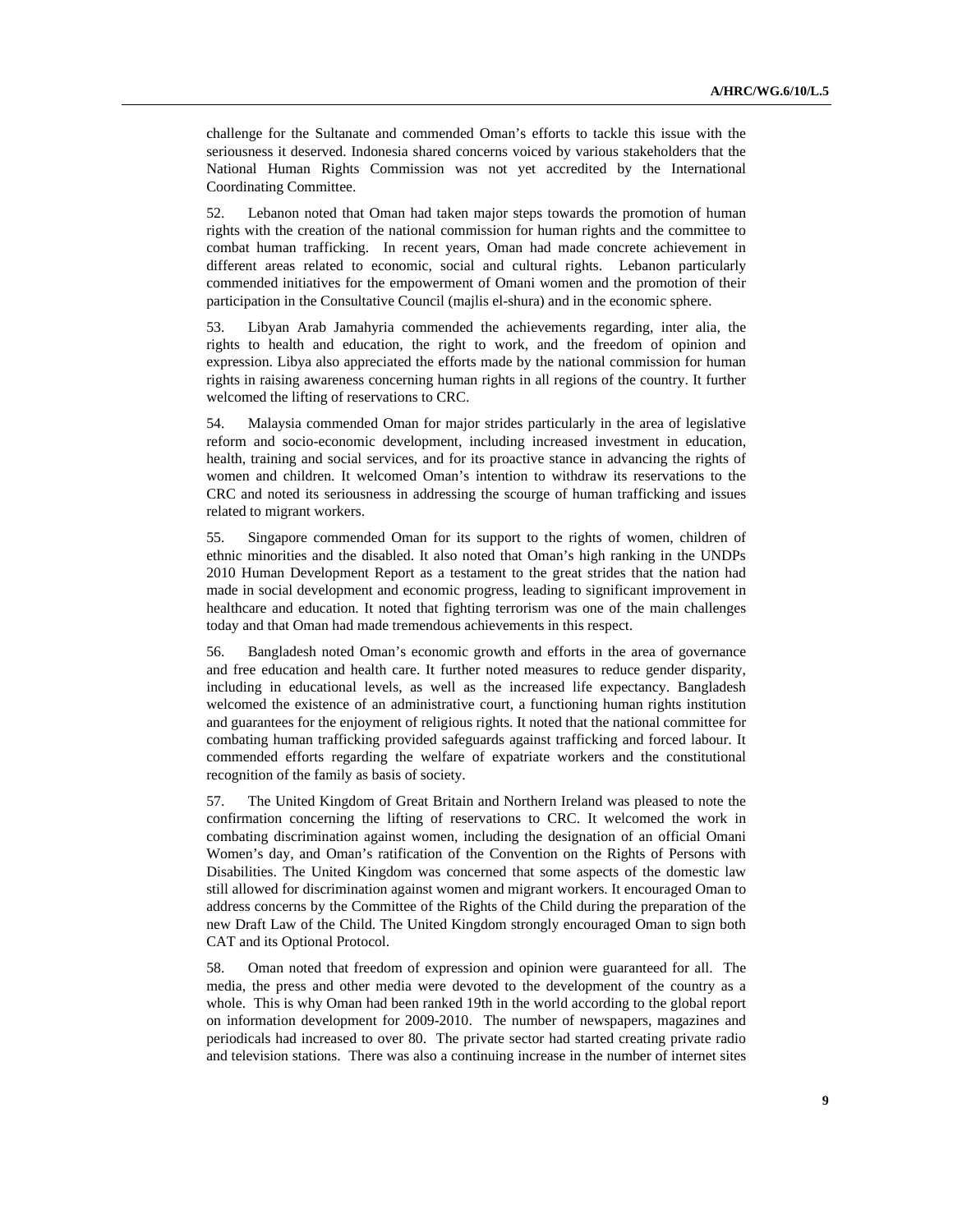challenge for the Sultanate and commended Oman's efforts to tackle this issue with the seriousness it deserved. Indonesia shared concerns voiced by various stakeholders that the National Human Rights Commission was not yet accredited by the International Coordinating Committee.

52. Lebanon noted that Oman had taken major steps towards the promotion of human rights with the creation of the national commission for human rights and the committee to combat human trafficking. In recent years, Oman had made concrete achievement in different areas related to economic, social and cultural rights. Lebanon particularly commended initiatives for the empowerment of Omani women and the promotion of their participation in the Consultative Council (majlis el-shura) and in the economic sphere.

53. Libyan Arab Jamahyria commended the achievements regarding, inter alia, the rights to health and education, the right to work, and the freedom of opinion and expression. Libya also appreciated the efforts made by the national commission for human rights in raising awareness concerning human rights in all regions of the country. It further welcomed the lifting of reservations to CRC.

54. Malaysia commended Oman for major strides particularly in the area of legislative reform and socio-economic development, including increased investment in education, health, training and social services, and for its proactive stance in advancing the rights of women and children. It welcomed Oman's intention to withdraw its reservations to the CRC and noted its seriousness in addressing the scourge of human trafficking and issues related to migrant workers.

55. Singapore commended Oman for its support to the rights of women, children of ethnic minorities and the disabled. It also noted that Oman's high ranking in the UNDPs 2010 Human Development Report as a testament to the great strides that the nation had made in social development and economic progress, leading to significant improvement in healthcare and education. It noted that fighting terrorism was one of the main challenges today and that Oman had made tremendous achievements in this respect.

56. Bangladesh noted Oman's economic growth and efforts in the area of governance and free education and health care. It further noted measures to reduce gender disparity, including in educational levels, as well as the increased life expectancy. Bangladesh welcomed the existence of an administrative court, a functioning human rights institution and guarantees for the enjoyment of religious rights. It noted that the national committee for combating human trafficking provided safeguards against trafficking and forced labour. It commended efforts regarding the welfare of expatriate workers and the constitutional recognition of the family as basis of society.

57. The United Kingdom of Great Britain and Northern Ireland was pleased to note the confirmation concerning the lifting of reservations to CRC. It welcomed the work in combating discrimination against women, including the designation of an official Omani Women's day, and Oman's ratification of the Convention on the Rights of Persons with Disabilities. The United Kingdom was concerned that some aspects of the domestic law still allowed for discrimination against women and migrant workers. It encouraged Oman to address concerns by the Committee of the Rights of the Child during the preparation of the new Draft Law of the Child. The United Kingdom strongly encouraged Oman to sign both CAT and its Optional Protocol.

58. Oman noted that freedom of expression and opinion were guaranteed for all. The media, the press and other media were devoted to the development of the country as a whole. This is why Oman had been ranked 19th in the world according to the global report on information development for 2009-2010. The number of newspapers, magazines and periodicals had increased to over 80. The private sector had started creating private radio and television stations. There was also a continuing increase in the number of internet sites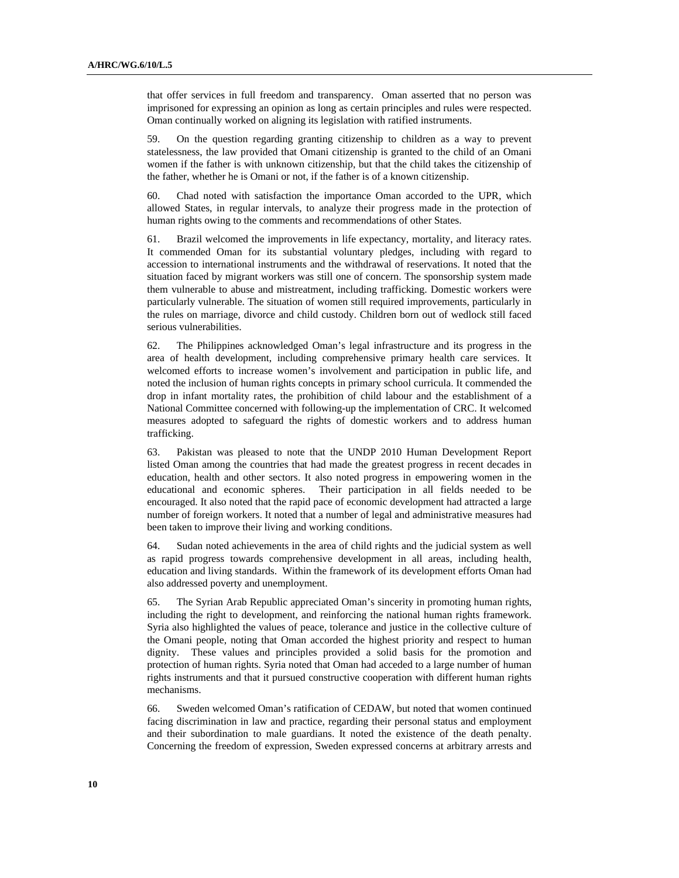that offer services in full freedom and transparency. Oman asserted that no person was imprisoned for expressing an opinion as long as certain principles and rules were respected. Oman continually worked on aligning its legislation with ratified instruments.

59. On the question regarding granting citizenship to children as a way to prevent statelessness, the law provided that Omani citizenship is granted to the child of an Omani women if the father is with unknown citizenship, but that the child takes the citizenship of the father, whether he is Omani or not, if the father is of a known citizenship.

60. Chad noted with satisfaction the importance Oman accorded to the UPR, which allowed States, in regular intervals, to analyze their progress made in the protection of human rights owing to the comments and recommendations of other States.

61. Brazil welcomed the improvements in life expectancy, mortality, and literacy rates. It commended Oman for its substantial voluntary pledges, including with regard to accession to international instruments and the withdrawal of reservations. It noted that the situation faced by migrant workers was still one of concern. The sponsorship system made them vulnerable to abuse and mistreatment, including trafficking. Domestic workers were particularly vulnerable. The situation of women still required improvements, particularly in the rules on marriage, divorce and child custody. Children born out of wedlock still faced serious vulnerabilities.

62. The Philippines acknowledged Oman's legal infrastructure and its progress in the area of health development, including comprehensive primary health care services. It welcomed efforts to increase women's involvement and participation in public life, and noted the inclusion of human rights concepts in primary school curricula. It commended the drop in infant mortality rates, the prohibition of child labour and the establishment of a National Committee concerned with following-up the implementation of CRC. It welcomed measures adopted to safeguard the rights of domestic workers and to address human trafficking.

63. Pakistan was pleased to note that the UNDP 2010 Human Development Report listed Oman among the countries that had made the greatest progress in recent decades in education, health and other sectors. It also noted progress in empowering women in the educational and economic spheres. Their participation in all fields needed to be encouraged. It also noted that the rapid pace of economic development had attracted a large number of foreign workers. It noted that a number of legal and administrative measures had been taken to improve their living and working conditions.

64. Sudan noted achievements in the area of child rights and the judicial system as well as rapid progress towards comprehensive development in all areas, including health, education and living standards. Within the framework of its development efforts Oman had also addressed poverty and unemployment.

65. The Syrian Arab Republic appreciated Oman's sincerity in promoting human rights, including the right to development, and reinforcing the national human rights framework. Syria also highlighted the values of peace, tolerance and justice in the collective culture of the Omani people, noting that Oman accorded the highest priority and respect to human dignity. These values and principles provided a solid basis for the promotion and protection of human rights. Syria noted that Oman had acceded to a large number of human rights instruments and that it pursued constructive cooperation with different human rights mechanisms.

66. Sweden welcomed Oman's ratification of CEDAW, but noted that women continued facing discrimination in law and practice, regarding their personal status and employment and their subordination to male guardians. It noted the existence of the death penalty. Concerning the freedom of expression, Sweden expressed concerns at arbitrary arrests and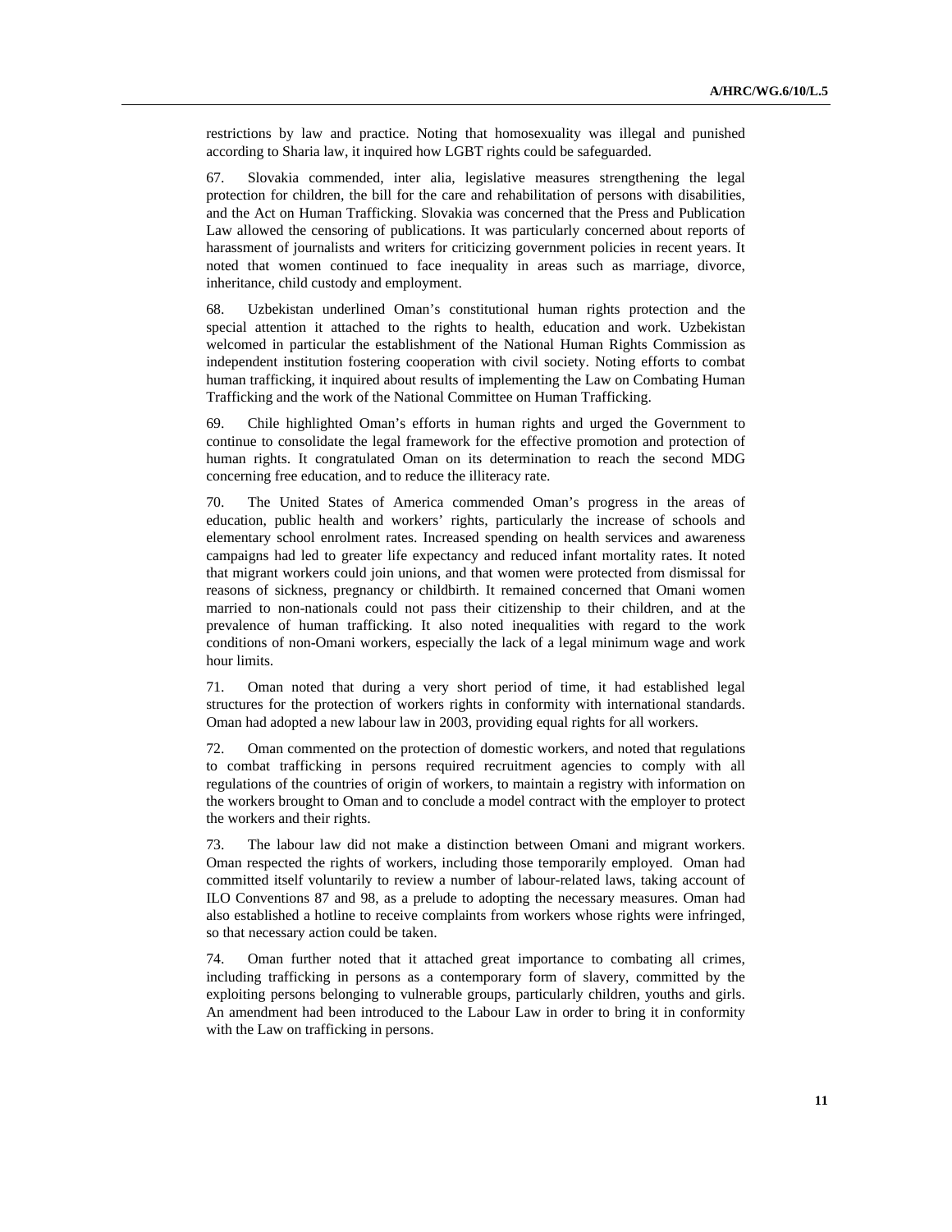restrictions by law and practice. Noting that homosexuality was illegal and punished according to Sharia law, it inquired how LGBT rights could be safeguarded.

67. Slovakia commended, inter alia, legislative measures strengthening the legal protection for children, the bill for the care and rehabilitation of persons with disabilities, and the Act on Human Trafficking. Slovakia was concerned that the Press and Publication Law allowed the censoring of publications. It was particularly concerned about reports of harassment of journalists and writers for criticizing government policies in recent years. It noted that women continued to face inequality in areas such as marriage, divorce, inheritance, child custody and employment.

68. Uzbekistan underlined Oman's constitutional human rights protection and the special attention it attached to the rights to health, education and work. Uzbekistan welcomed in particular the establishment of the National Human Rights Commission as independent institution fostering cooperation with civil society. Noting efforts to combat human trafficking, it inquired about results of implementing the Law on Combating Human Trafficking and the work of the National Committee on Human Trafficking.

69. Chile highlighted Oman's efforts in human rights and urged the Government to continue to consolidate the legal framework for the effective promotion and protection of human rights. It congratulated Oman on its determination to reach the second MDG concerning free education, and to reduce the illiteracy rate.

70. The United States of America commended Oman's progress in the areas of education, public health and workers' rights, particularly the increase of schools and elementary school enrolment rates. Increased spending on health services and awareness campaigns had led to greater life expectancy and reduced infant mortality rates. It noted that migrant workers could join unions, and that women were protected from dismissal for reasons of sickness, pregnancy or childbirth. It remained concerned that Omani women married to non-nationals could not pass their citizenship to their children, and at the prevalence of human trafficking. It also noted inequalities with regard to the work conditions of non-Omani workers, especially the lack of a legal minimum wage and work hour limits.

71. Oman noted that during a very short period of time, it had established legal structures for the protection of workers rights in conformity with international standards. Oman had adopted a new labour law in 2003, providing equal rights for all workers.

72. Oman commented on the protection of domestic workers, and noted that regulations to combat trafficking in persons required recruitment agencies to comply with all regulations of the countries of origin of workers, to maintain a registry with information on the workers brought to Oman and to conclude a model contract with the employer to protect the workers and their rights.

73. The labour law did not make a distinction between Omani and migrant workers. Oman respected the rights of workers, including those temporarily employed. Oman had committed itself voluntarily to review a number of labour-related laws, taking account of ILO Conventions 87 and 98, as a prelude to adopting the necessary measures. Oman had also established a hotline to receive complaints from workers whose rights were infringed, so that necessary action could be taken.

74. Oman further noted that it attached great importance to combating all crimes, including trafficking in persons as a contemporary form of slavery, committed by the exploiting persons belonging to vulnerable groups, particularly children, youths and girls. An amendment had been introduced to the Labour Law in order to bring it in conformity with the Law on trafficking in persons.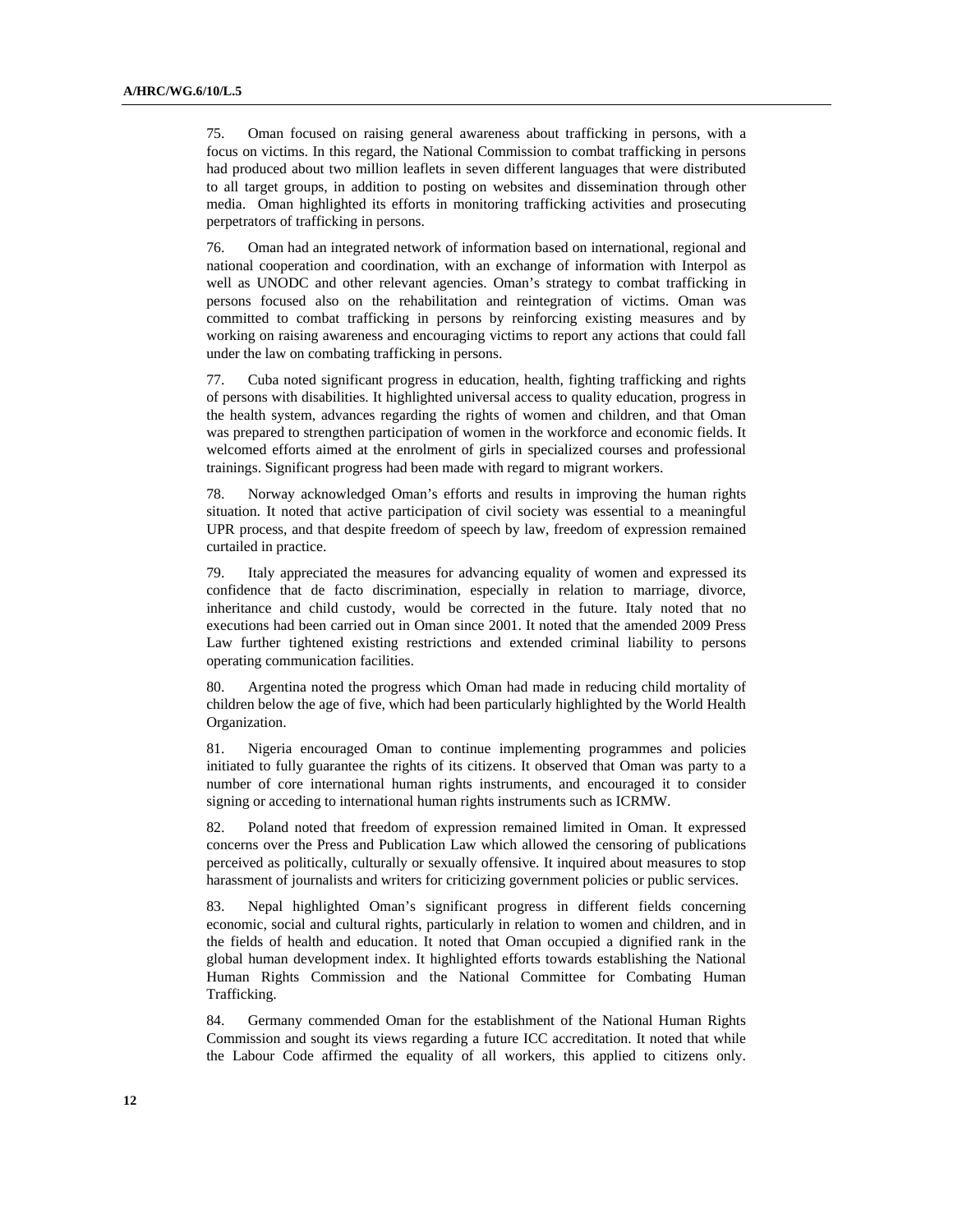75. Oman focused on raising general awareness about trafficking in persons, with a focus on victims. In this regard, the National Commission to combat trafficking in persons had produced about two million leaflets in seven different languages that were distributed to all target groups, in addition to posting on websites and dissemination through other media. Oman highlighted its efforts in monitoring trafficking activities and prosecuting perpetrators of trafficking in persons.

76. Oman had an integrated network of information based on international, regional and national cooperation and coordination, with an exchange of information with Interpol as well as UNODC and other relevant agencies. Oman's strategy to combat trafficking in persons focused also on the rehabilitation and reintegration of victims. Oman was committed to combat trafficking in persons by reinforcing existing measures and by working on raising awareness and encouraging victims to report any actions that could fall under the law on combating trafficking in persons.

77. Cuba noted significant progress in education, health, fighting trafficking and rights of persons with disabilities. It highlighted universal access to quality education, progress in the health system, advances regarding the rights of women and children, and that Oman was prepared to strengthen participation of women in the workforce and economic fields. It welcomed efforts aimed at the enrolment of girls in specialized courses and professional trainings. Significant progress had been made with regard to migrant workers.

78. Norway acknowledged Oman's efforts and results in improving the human rights situation. It noted that active participation of civil society was essential to a meaningful UPR process, and that despite freedom of speech by law, freedom of expression remained curtailed in practice.

79. Italy appreciated the measures for advancing equality of women and expressed its confidence that de facto discrimination, especially in relation to marriage, divorce, inheritance and child custody, would be corrected in the future. Italy noted that no executions had been carried out in Oman since 2001. It noted that the amended 2009 Press Law further tightened existing restrictions and extended criminal liability to persons operating communication facilities.

80. Argentina noted the progress which Oman had made in reducing child mortality of children below the age of five, which had been particularly highlighted by the World Health Organization.

81. Nigeria encouraged Oman to continue implementing programmes and policies initiated to fully guarantee the rights of its citizens. It observed that Oman was party to a number of core international human rights instruments, and encouraged it to consider signing or acceding to international human rights instruments such as ICRMW.

82. Poland noted that freedom of expression remained limited in Oman. It expressed concerns over the Press and Publication Law which allowed the censoring of publications perceived as politically, culturally or sexually offensive. It inquired about measures to stop harassment of journalists and writers for criticizing government policies or public services.

83. Nepal highlighted Oman's significant progress in different fields concerning economic, social and cultural rights, particularly in relation to women and children, and in the fields of health and education. It noted that Oman occupied a dignified rank in the global human development index. It highlighted efforts towards establishing the National Human Rights Commission and the National Committee for Combating Human Trafficking.

84. Germany commended Oman for the establishment of the National Human Rights Commission and sought its views regarding a future ICC accreditation. It noted that while the Labour Code affirmed the equality of all workers, this applied to citizens only.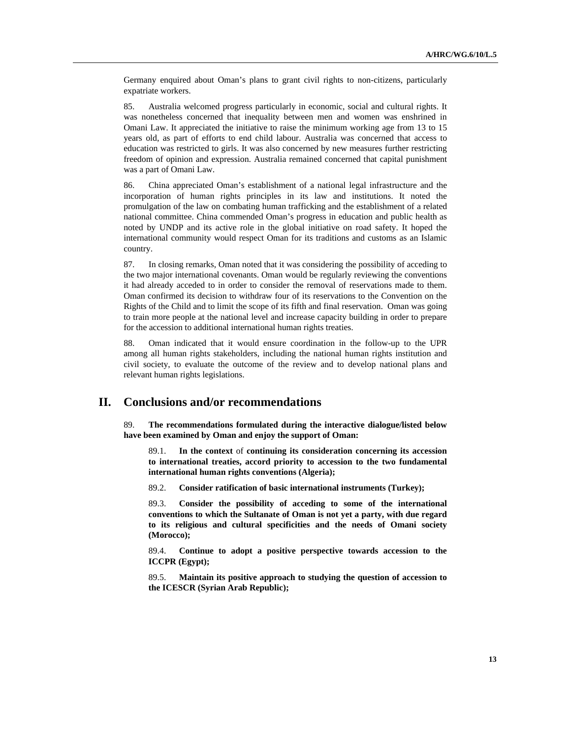Germany enquired about Oman's plans to grant civil rights to non-citizens, particularly expatriate workers.

85. Australia welcomed progress particularly in economic, social and cultural rights. It was nonetheless concerned that inequality between men and women was enshrined in Omani Law. It appreciated the initiative to raise the minimum working age from 13 to 15 years old, as part of efforts to end child labour. Australia was concerned that access to education was restricted to girls. It was also concerned by new measures further restricting freedom of opinion and expression. Australia remained concerned that capital punishment was a part of Omani Law.

86. China appreciated Oman's establishment of a national legal infrastructure and the incorporation of human rights principles in its law and institutions. It noted the promulgation of the law on combating human trafficking and the establishment of a related national committee. China commended Oman's progress in education and public health as noted by UNDP and its active role in the global initiative on road safety. It hoped the international community would respect Oman for its traditions and customs as an Islamic country.

87. In closing remarks, Oman noted that it was considering the possibility of acceding to the two major international covenants. Oman would be regularly reviewing the conventions it had already acceded to in order to consider the removal of reservations made to them. Oman confirmed its decision to withdraw four of its reservations to the Convention on the Rights of the Child and to limit the scope of its fifth and final reservation. Oman was going to train more people at the national level and increase capacity building in order to prepare for the accession to additional international human rights treaties.

88. Oman indicated that it would ensure coordination in the follow-up to the UPR among all human rights stakeholders, including the national human rights institution and civil society, to evaluate the outcome of the review and to develop national plans and relevant human rights legislations.

## II. Conclusions and/or recommendations

89. **The recommendations formulated during the interactive dialogue/listed below have been examined by Oman and enjoy the support of Oman:**

89.1. **In the context** of **continuing its consideration concerning its accession to international treaties, accord priority to accession to the two fundamental international human rights conventions (Algeria);**

89.2. **Consider ratification of basic international instruments (Turkey);**

89.3. **Consider the possibility of acceding to some of the international conventions to which the Sultanate of Oman is not yet a party, with due regard to its religious and cultural specificities and the needs of Omani society (Morocco);**

89.4. **Continue to adopt a positive perspective towards accession to the ICCPR (Egypt);**

89.5. **Maintain its positive approach to studying the question of accession to the ICESCR (Syrian Arab Republic);**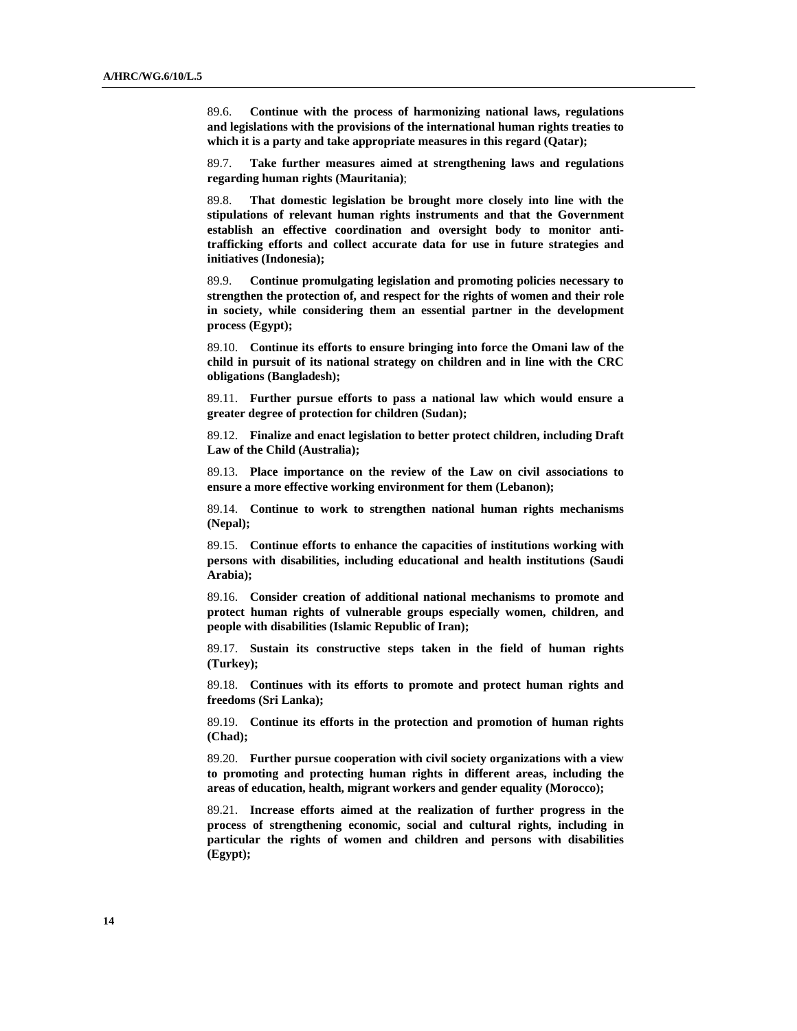89.6. **Continue with the process of harmonizing national laws, regulations and legislations with the provisions of the international human rights treaties to which it is a party and take appropriate measures in this regard (Qatar);**

89.7. **Take further measures aimed at strengthening laws and regulations regarding human rights (Mauritania)**;

89.8. **That domestic legislation be brought more closely into line with the stipulations of relevant human rights instruments and that the Government establish an effective coordination and oversight body to monitor anti-trafficking efforts and collect accurate data for use in future strategies and initiatives (Indonesia);**

89.9. **Continue promulgating legislation and promoting policies necessary to strengthen the protection of, and respect for the rights of women and their role in society, while considering them an essential partner in the development process (Egypt);**

89.10. **Continue its efforts to ensure bringing into force the Omani law of the child in pursuit of its national strategy on children and in line with the CRC obligations (Bangladesh);**

89.11. **Further pursue efforts to pass a national law which would ensure a greater degree of protection for children (Sudan);**

89.12. **Finalize and enact legislation to better protect children, including Draft Law of the Child (Australia);**

89.13. **Place importance on the review of the Law on civil associations to ensure a more effective working environment for them (Lebanon);**

89.14. **Continue to work to strengthen national human rights mechanisms (Nepal);**

89.15. **Continue efforts to enhance the capacities of institutions working with persons with disabilities, including educational and health institutions (Saudi Arabia);**

89.16. **Consider creation of additional national mechanisms to promote and protect human rights of vulnerable groups especially women, children, and people with disabilities (Islamic Republic of Iran);**

89.17. **Sustain its constructive steps taken in the field of human rights (Turkey);**

89.18. **Continues with its efforts to promote and protect human rights and freedoms (Sri Lanka);**

89.19. **Continue its efforts in the protection and promotion of human rights (Chad);**

89.20. **Further pursue cooperation with civil society organizations with a view to promoting and protecting human rights in different areas, including the areas of education, health, migrant workers and gender equality (Morocco);**

89.21. **Increase efforts aimed at the realization of further progress in the process of strengthening economic, social and cultural rights, including in particular the rights of women and children and persons with disabilities (Egypt);**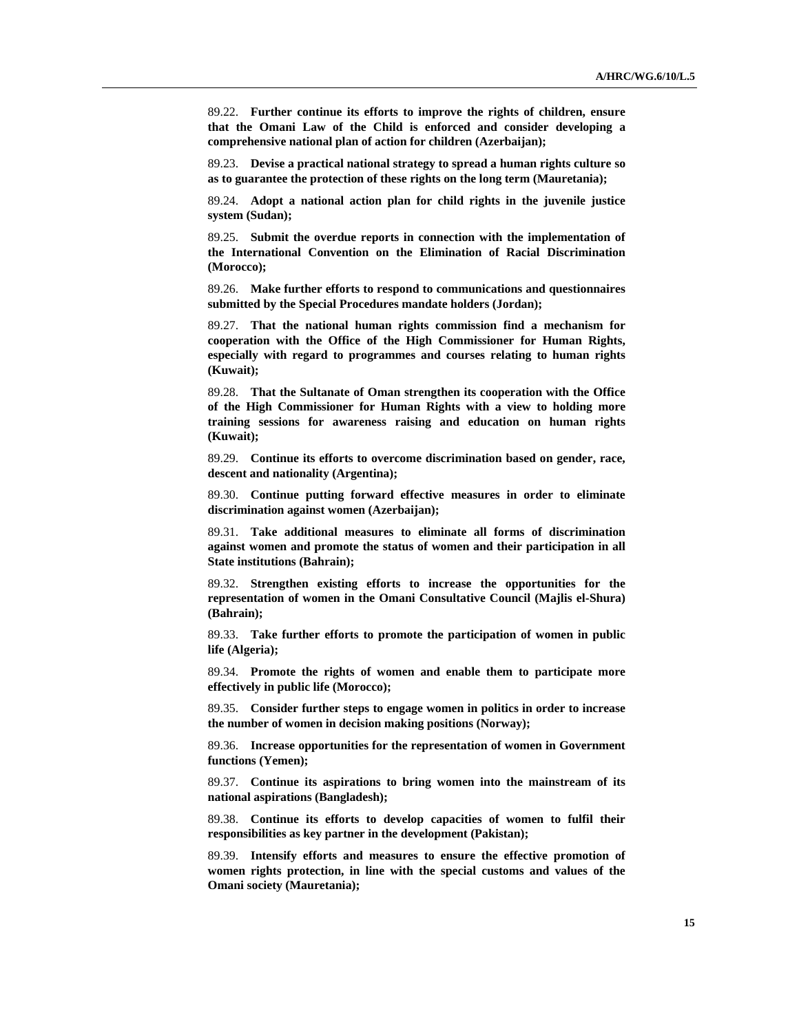89.22. **Further continue its efforts to improve the rights of children, ensure that the Omani Law of the Child is enforced and consider developing a comprehensive national plan of action for children (Azerbaijan);**

89.23. **Devise a practical national strategy to spread a human rights culture so as to guarantee the protection of these rights on the long term (Mauretania);**

89.24. **Adopt a national action plan for child rights in the juvenile justice system (Sudan);**

89.25. **Submit the overdue reports in connection with the implementation of the International Convention on the Elimination of Racial Discrimination (Morocco);**

89.26. **Make further efforts to respond to communications and questionnaires submitted by the Special Procedures mandate holders (Jordan);**

89.27. **That the national human rights commission find a mechanism for cooperation with the Office of the High Commissioner for Human Rights, especially with regard to programmes and courses relating to human rights (Kuwait);**

89.28. **That the Sultanate of Oman strengthen its cooperation with the Office of the High Commissioner for Human Rights with a view to holding more training sessions for awareness raising and education on human rights (Kuwait);**

89.29. **Continue its efforts to overcome discrimination based on gender, race, descent and nationality (Argentina);**

89.30. **Continue putting forward effective measures in order to eliminate discrimination against women (Azerbaijan);**

89.31. **Take additional measures to eliminate all forms of discrimination against women and promote the status of women and their participation in all State institutions (Bahrain);**

89.32. **Strengthen existing efforts to increase the opportunities for the representation of women in the Omani Consultative Council (Majlis el-Shura) (Bahrain);**

89.33. **Take further efforts to promote the participation of women in public life (Algeria);**

89.34. **Promote the rights of women and enable them to participate more effectively in public life (Morocco);**

89.35. **Consider further steps to engage women in politics in order to increase the number of women in decision making positions (Norway);**

89.36. **Increase opportunities for the representation of women in Government functions (Yemen);**

89.37. **Continue its aspirations to bring women into the mainstream of its national aspirations (Bangladesh);**

89.38. **Continue its efforts to develop capacities of women to fulfil their responsibilities as key partner in the development (Pakistan);**

89.39. **Intensify efforts and measures to ensure the effective promotion of women rights protection, in line with the special customs and values of the Omani society (Mauretania);**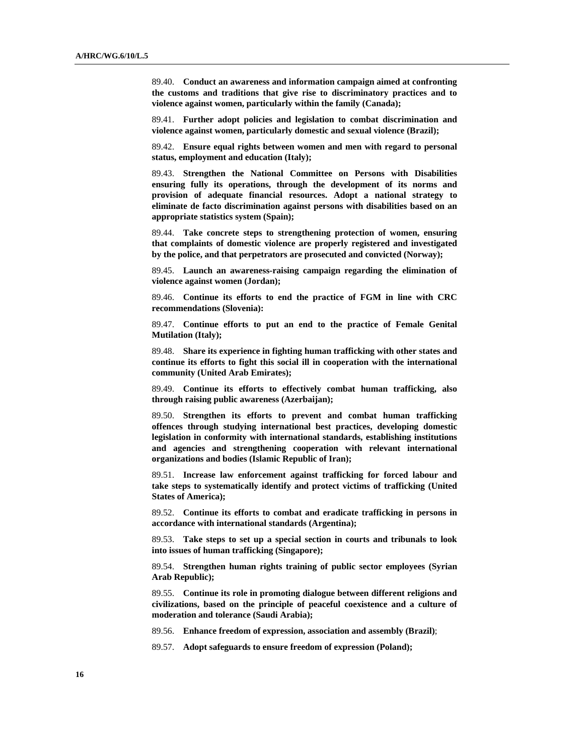89.40. **Conduct an awareness and information campaign aimed at confronting the customs and traditions that give rise to discriminatory practices and to violence against women, particularly within the family (Canada);**

89.41. **Further adopt policies and legislation to combat discrimination and violence against women, particularly domestic and sexual violence (Brazil);**

89.42. **Ensure equal rights between women and men with regard to personal status, employment and education (Italy);**

89.43. **Strengthen the National Committee on Persons with Disabilities ensuring fully its operations, through the development of its norms and provision of adequate financial resources. Adopt a national strategy to eliminate de facto discrimination against persons with disabilities based on an appropriate statistics system (Spain);**

89.44. **Take concrete steps to strengthening protection of women, ensuring that complaints of domestic violence are properly registered and investigated by the police, and that perpetrators are prosecuted and convicted (Norway);**

89.45. **Launch an awareness-raising campaign regarding the elimination of violence against women (Jordan);**

89.46. **Continue its efforts to end the practice of FGM in line with CRC recommendations (Slovenia):**

89.47. **Continue efforts to put an end to the practice of Female Genital Mutilation (Italy);**

89.48. **Share its experience in fighting human trafficking with other states and continue its efforts to fight this social ill in cooperation with the international community (United Arab Emirates);**

89.49. **Continue its efforts to effectively combat human trafficking, also through raising public awareness (Azerbaijan);**

89.50. **Strengthen its efforts to prevent and combat human trafficking offences through studying international best practices, developing domestic legislation in conformity with international standards, establishing institutions and agencies and strengthening cooperation with relevant international organizations and bodies (Islamic Republic of Iran);**

89.51. **Increase law enforcement against trafficking for forced labour and take steps to systematically identify and protect victims of trafficking (United States of America);**

89.52. **Continue its efforts to combat and eradicate trafficking in persons in accordance with international standards (Argentina);**

89.53. **Take steps to set up a special section in courts and tribunals to look into issues of human trafficking (Singapore);**

89.54. **Strengthen human rights training of public sector employees (Syrian Arab Republic);**

89.55. **Continue its role in promoting dialogue between different religions and civilizations, based on the principle of peaceful coexistence and a culture of moderation and tolerance (Saudi Arabia);**

89.56. **Enhance freedom of expression, association and assembly (Brazil)**;

89.57. **Adopt safeguards to ensure freedom of expression (Poland);**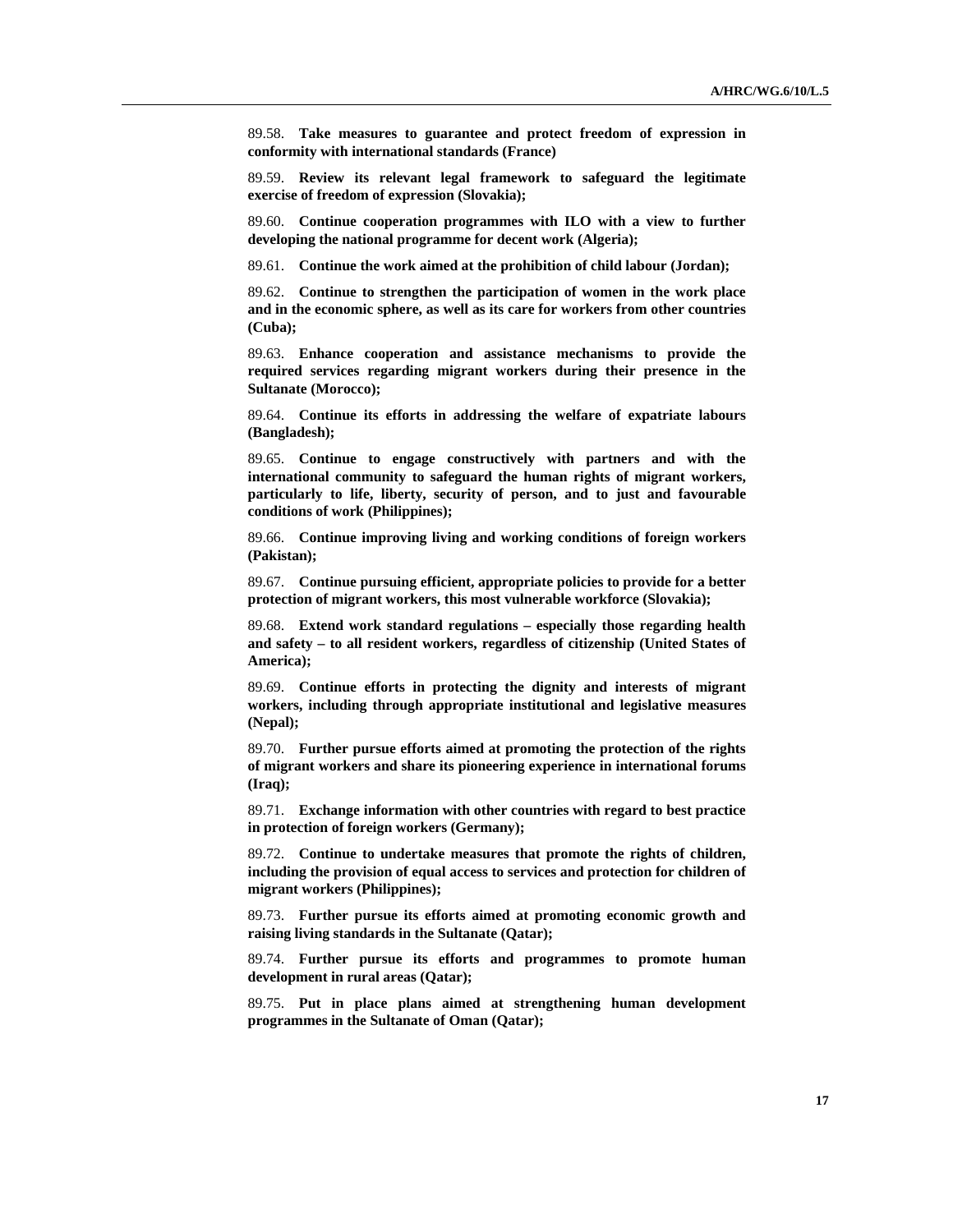89.58. **Take measures to guarantee and protect freedom of expression in conformity with international standards (France)**

89.59. **Review its relevant legal framework to safeguard the legitimate exercise of freedom of expression (Slovakia);**

89.60. **Continue cooperation programmes with ILO with a view to further developing the national programme for decent work (Algeria);**

89.61. **Continue the work aimed at the prohibition of child labour (Jordan);**

89.62. **Continue to strengthen the participation of women in the work place and in the economic sphere, as well as its care for workers from other countries (Cuba);**

89.63. **Enhance cooperation and assistance mechanisms to provide the required services regarding migrant workers during their presence in the Sultanate (Morocco);**

89.64. **Continue its efforts in addressing the welfare of expatriate labours (Bangladesh);**

89.65. **Continue to engage constructively with partners and with the international community to safeguard the human rights of migrant workers, particularly to life, liberty, security of person, and to just and favourable conditions of work (Philippines);**

89.66. **Continue improving living and working conditions of foreign workers (Pakistan);**

89.67. **Continue pursuing efficient, appropriate policies to provide for a better protection of migrant workers, this most vulnerable workforce (Slovakia);**

89.68. **Extend work standard regulations – especially those regarding health and safety – to all resident workers, regardless of citizenship (United States of America);**

89.69. **Continue efforts in protecting the dignity and interests of migrant workers, including through appropriate institutional and legislative measures (Nepal);**

89.70. **Further pursue efforts aimed at promoting the protection of the rights of migrant workers and share its pioneering experience in international forums (Iraq);**

89.71. **Exchange information with other countries with regard to best practice in protection of foreign workers (Germany);**

89.72. **Continue to undertake measures that promote the rights of children, including the provision of equal access to services and protection for children of migrant workers (Philippines);**

89.73. **Further pursue its efforts aimed at promoting economic growth and raising living standards in the Sultanate (Qatar);**

89.74. **Further pursue its efforts and programmes to promote human development in rural areas (Qatar);**

89.75. **Put in place plans aimed at strengthening human development programmes in the Sultanate of Oman (Qatar);**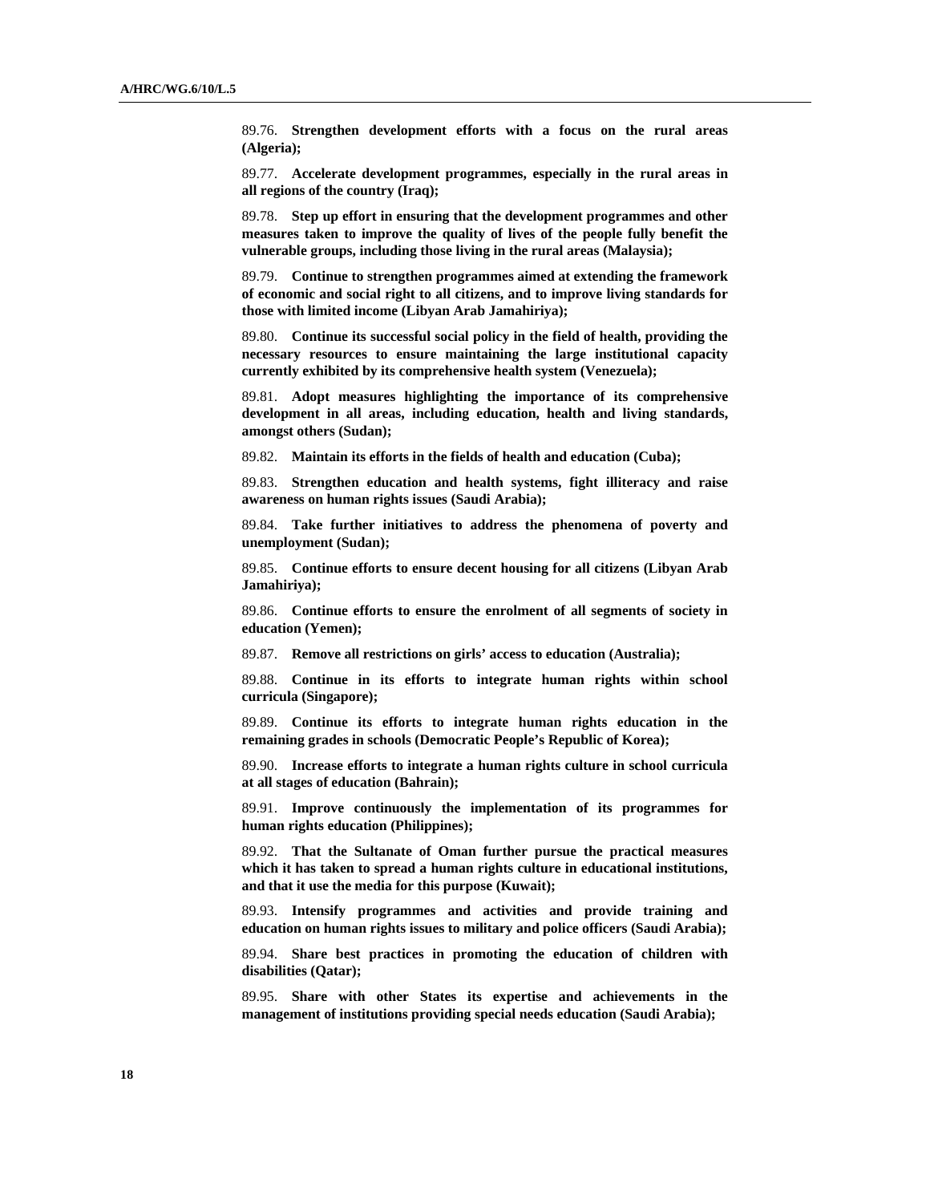89.76. **Strengthen development efforts with a focus on the rural areas (Algeria);**

89.77. **Accelerate development programmes, especially in the rural areas in all regions of the country (Iraq);**

89.78. **Step up effort in ensuring that the development programmes and other measures taken to improve the quality of lives of the people fully benefit the vulnerable groups, including those living in the rural areas (Malaysia);**

89.79. **Continue to strengthen programmes aimed at extending the framework of economic and social right to all citizens, and to improve living standards for those with limited income (Libyan Arab Jamahiriya);**

89.80. **Continue its successful social policy in the field of health, providing the necessary resources to ensure maintaining the large institutional capacity currently exhibited by its comprehensive health system (Venezuela);**

89.81. **Adopt measures highlighting the importance of its comprehensive development in all areas, including education, health and living standards, amongst others (Sudan);**

89.82. **Maintain its efforts in the fields of health and education (Cuba);**

89.83. **Strengthen education and health systems, fight illiteracy and raise awareness on human rights issues (Saudi Arabia);**

89.84. **Take further initiatives to address the phenomena of poverty and unemployment (Sudan);**

89.85. **Continue efforts to ensure decent housing for all citizens (Libyan Arab Jamahiriya);**

89.86. **Continue efforts to ensure the enrolment of all segments of society in education (Yemen);**

89.87. **Remove all restrictions on girls' access to education (Australia);**

89.88. **Continue in its efforts to integrate human rights within school curricula (Singapore);**

89.89. **Continue its efforts to integrate human rights education in the remaining grades in schools (Democratic People's Republic of Korea);**

89.90. **Increase efforts to integrate a human rights culture in school curricula at all stages of education (Bahrain);**

89.91. **Improve continuously the implementation of its programmes for human rights education (Philippines);**

89.92. **That the Sultanate of Oman further pursue the practical measures which it has taken to spread a human rights culture in educational institutions, and that it use the media for this purpose (Kuwait);**

89.93. **Intensify programmes and activities and provide training and education on human rights issues to military and police officers (Saudi Arabia);**

89.94. **Share best practices in promoting the education of children with disabilities (Qatar);**

89.95. **Share with other States its expertise and achievements in the management of institutions providing special needs education (Saudi Arabia);**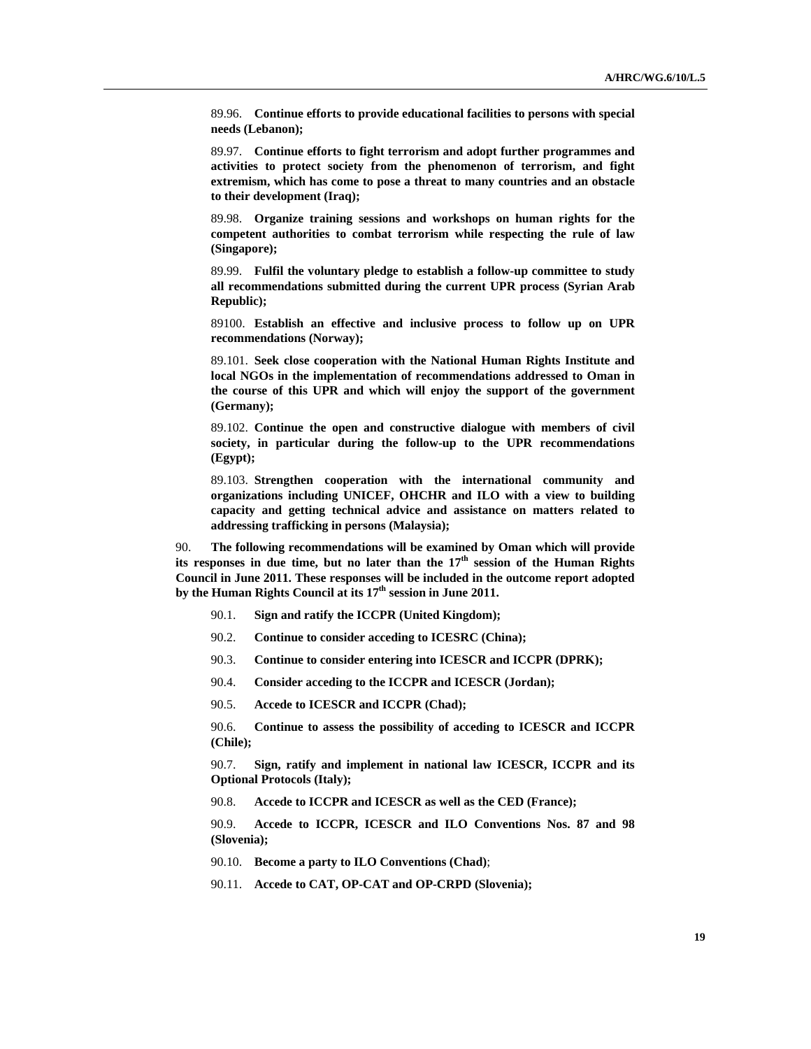89.96. **Continue efforts to provide educational facilities to persons with special needs (Lebanon);**

89.97. **Continue efforts to fight terrorism and adopt further programmes and activities to protect society from the phenomenon of terrorism, and fight extremism, which has come to pose a threat to many countries and an obstacle to their development (Iraq);**

89.98. **Organize training sessions and workshops on human rights for the competent authorities to combat terrorism while respecting the rule of law (Singapore);**

89.99. **Fulfil the voluntary pledge to establish a follow-up committee to study all recommendations submitted during the current UPR process (Syrian Arab Republic);**

89100. **Establish an effective and inclusive process to follow up on UPR recommendations (Norway);**

89.101. **Seek close cooperation with the National Human Rights Institute and local NGOs in the implementation of recommendations addressed to Oman in the course of this UPR and which will enjoy the support of the government (Germany);**

89.102. **Continue the open and constructive dialogue with members of civil society, in particular during the follow-up to the UPR recommendations (Egypt);**

89.103. **Strengthen cooperation with the international community and organizations including UNICEF, OHCHR and ILO with a view to building capacity and getting technical advice and assistance on matters related to addressing trafficking in persons (Malaysia);**

90. **The following recommendations will be examined by Oman which will provide its responses in due time, but no later than the 17th session of the Human Rights Council in June 2011. These responses will be included in the outcome report adopted by the Human Rights Council at its 17th session in June 2011.**

90.1. **Sign and ratify the ICCPR (United Kingdom);**

90.2. **Continue to consider acceding to ICESRC (China);**

90.3. **Continue to consider entering into ICESCR and ICCPR (DPRK);**

90.4. **Consider acceding to the ICCPR and ICESCR (Jordan);**

90.5. **Accede to ICESCR and ICCPR (Chad);**

90.6. **Continue to assess the possibility of acceding to ICESCR and ICCPR (Chile);**

90.7. **Sign, ratify and implement in national law ICESCR, ICCPR and its Optional Protocols (Italy);**

90.8. **Accede to ICCPR and ICESCR as well as the CED (France);**

90.9. **Accede to ICCPR, ICESCR and ILO Conventions Nos. 87 and 98 (Slovenia);**

90.10. **Become a party to ILO Conventions (Chad)**;

90.11. **Accede to CAT, OP-CAT and OP-CRPD (Slovenia);**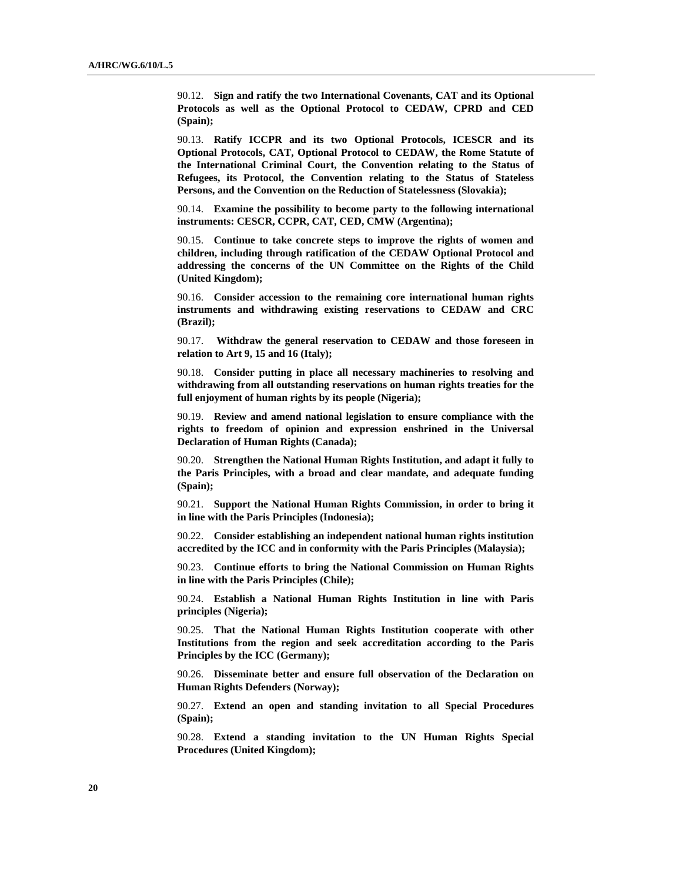90.12. **Sign and ratify the two International Covenants, CAT and its Optional Protocols as well as the Optional Protocol to CEDAW, CPRD and CED (Spain);**

90.13. **Ratify ICCPR and its two Optional Protocols, ICESCR and its Optional Protocols, CAT, Optional Protocol to CEDAW, the Rome Statute of the International Criminal Court, the Convention relating to the Status of Refugees, its Protocol, the Convention relating to the Status of Stateless Persons, and the Convention on the Reduction of Statelessness (Slovakia);**

90.14. **Examine the possibility to become party to the following international instruments: CESCR, CCPR, CAT, CED, CMW (Argentina);**

90.15. **Continue to take concrete steps to improve the rights of women and children, including through ratification of the CEDAW Optional Protocol and addressing the concerns of the UN Committee on the Rights of the Child (United Kingdom);**

90.16. **Consider accession to the remaining core international human rights instruments and withdrawing existing reservations to CEDAW and CRC (Brazil);**

90.17. **Withdraw the general reservation to CEDAW and those foreseen in relation to Art 9, 15 and 16 (Italy);**

90.18. **Consider putting in place all necessary machineries to resolving and withdrawing from all outstanding reservations on human rights treaties for the full enjoyment of human rights by its people (Nigeria);**

90.19. **Review and amend national legislation to ensure compliance with the rights to freedom of opinion and expression enshrined in the Universal Declaration of Human Rights (Canada);**

90.20. **Strengthen the National Human Rights Institution, and adapt it fully to the Paris Principles, with a broad and clear mandate, and adequate funding (Spain);**

90.21. **Support the National Human Rights Commission, in order to bring it in line with the Paris Principles (Indonesia);**

90.22. **Consider establishing an independent national human rights institution accredited by the ICC and in conformity with the Paris Principles (Malaysia);**

90.23. **Continue efforts to bring the National Commission on Human Rights in line with the Paris Principles (Chile);**

90.24. **Establish a National Human Rights Institution in line with Paris principles (Nigeria);**

90.25. **That the National Human Rights Institution cooperate with other Institutions from the region and seek accreditation according to the Paris Principles by the ICC (Germany);**

90.26. **Disseminate better and ensure full observation of the Declaration on Human Rights Defenders (Norway);**

90.27. **Extend an open and standing invitation to all Special Procedures (Spain);**

90.28. **Extend a standing invitation to the UN Human Rights Special Procedures (United Kingdom);**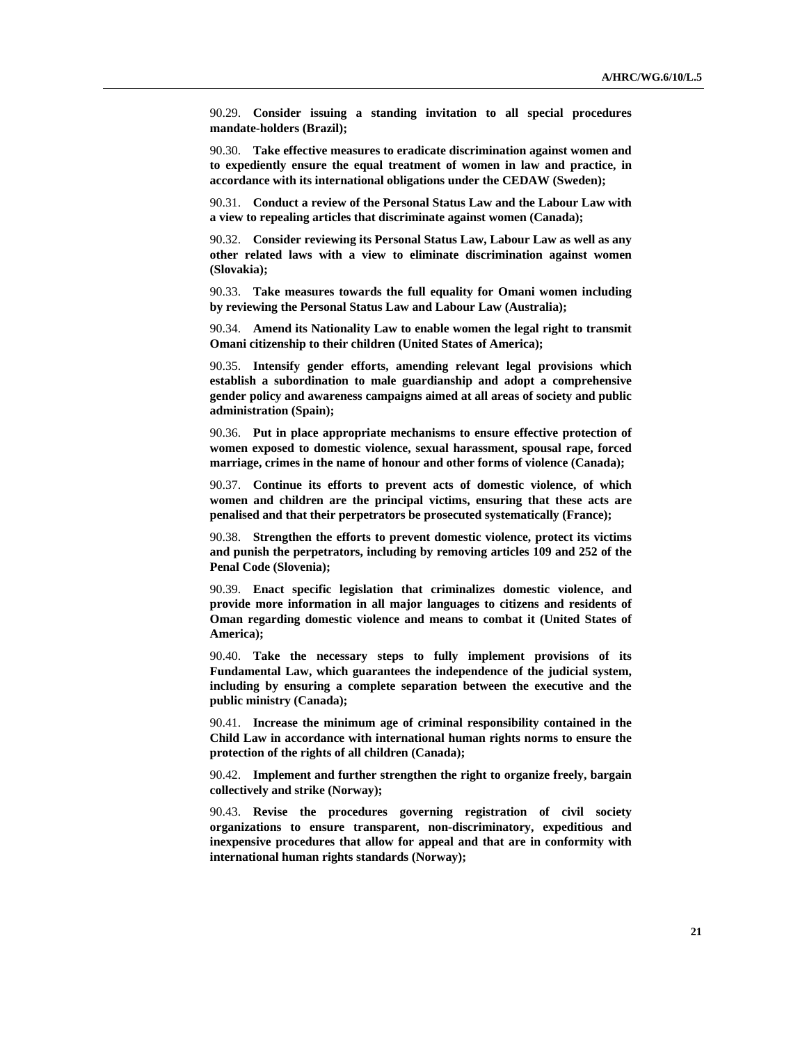90.29. **Consider issuing a standing invitation to all special procedures mandate-holders (Brazil);**

90.30. **Take effective measures to eradicate discrimination against women and to expediently ensure the equal treatment of women in law and practice, in accordance with its international obligations under the CEDAW (Sweden);**

90.31. **Conduct a review of the Personal Status Law and the Labour Law with a view to repealing articles that discriminate against women (Canada);**

90.32. **Consider reviewing its Personal Status Law, Labour Law as well as any other related laws with a view to eliminate discrimination against women (Slovakia);**

90.33. **Take measures towards the full equality for Omani women including by reviewing the Personal Status Law and Labour Law (Australia);**

90.34. **Amend its Nationality Law to enable women the legal right to transmit Omani citizenship to their children (United States of America);**

90.35. **Intensify gender efforts, amending relevant legal provisions which establish a subordination to male guardianship and adopt a comprehensive gender policy and awareness campaigns aimed at all areas of society and public administration (Spain);**

90.36. **Put in place appropriate mechanisms to ensure effective protection of women exposed to domestic violence, sexual harassment, spousal rape, forced marriage, crimes in the name of honour and other forms of violence (Canada);**

90.37. **Continue its efforts to prevent acts of domestic violence, of which women and children are the principal victims, ensuring that these acts are penalised and that their perpetrators be prosecuted systematically (France);**

90.38. **Strengthen the efforts to prevent domestic violence, protect its victims and punish the perpetrators, including by removing articles 109 and 252 of the Penal Code (Slovenia);**

90.39. **Enact specific legislation that criminalizes domestic violence, and provide more information in all major languages to citizens and residents of Oman regarding domestic violence and means to combat it (United States of America);**

90.40. **Take the necessary steps to fully implement provisions of its Fundamental Law, which guarantees the independence of the judicial system, including by ensuring a complete separation between the executive and the public ministry (Canada);**

90.41. **Increase the minimum age of criminal responsibility contained in the Child Law in accordance with international human rights norms to ensure the protection of the rights of all children (Canada);**

90.42. **Implement and further strengthen the right to organize freely, bargain collectively and strike (Norway);**

90.43. **Revise the procedures governing registration of civil society organizations to ensure transparent, non-discriminatory, expeditious and inexpensive procedures that allow for appeal and that are in conformity with international human rights standards (Norway);**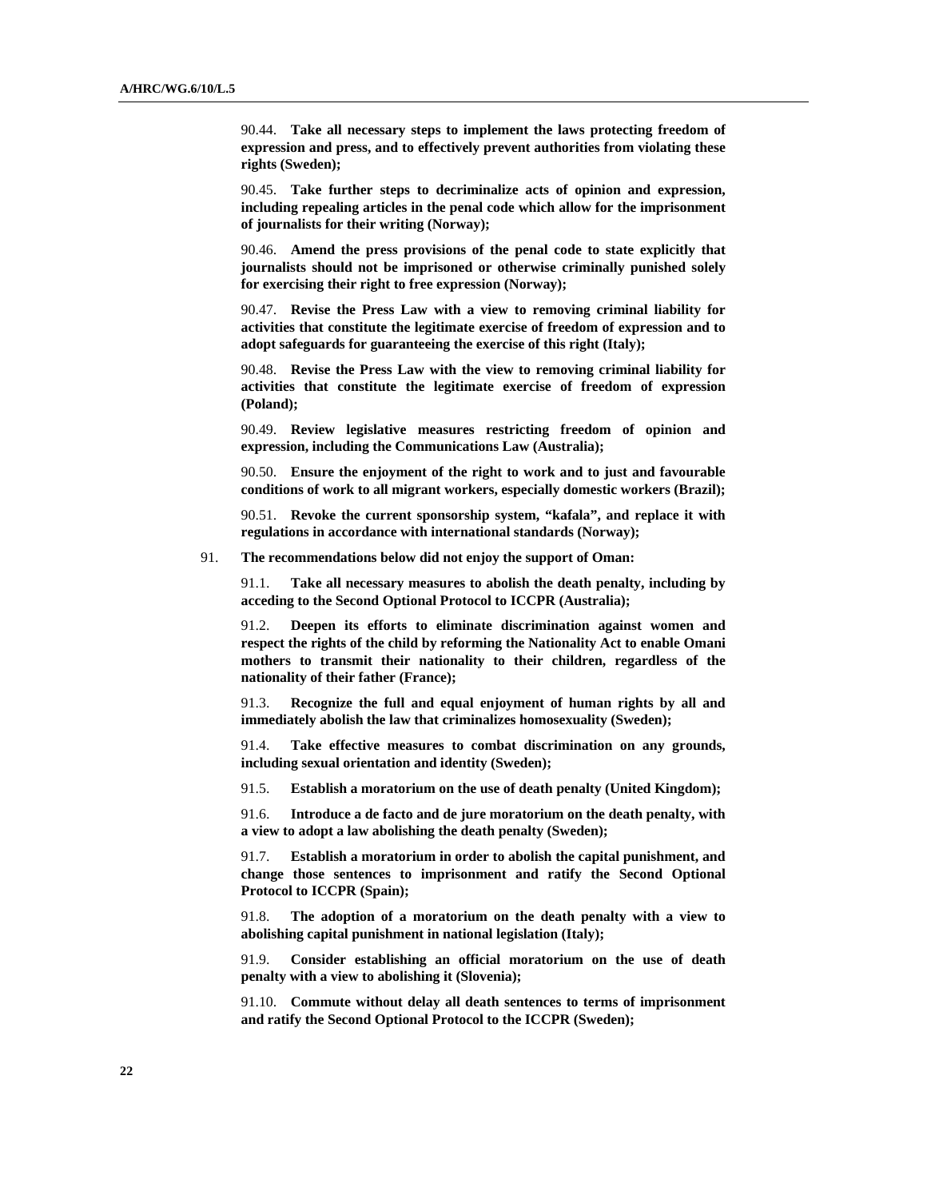90.44. **Take all necessary steps to implement the laws protecting freedom of expression and press, and to effectively prevent authorities from violating these rights (Sweden);**

90.45. **Take further steps to decriminalize acts of opinion and expression, including repealing articles in the penal code which allow for the imprisonment of journalists for their writing (Norway);**

90.46. **Amend the press provisions of the penal code to state explicitly that journalists should not be imprisoned or otherwise criminally punished solely for exercising their right to free expression (Norway);**

90.47. **Revise the Press Law with a view to removing criminal liability for activities that constitute the legitimate exercise of freedom of expression and to adopt safeguards for guaranteeing the exercise of this right (Italy);**

90.48. **Revise the Press Law with the view to removing criminal liability for activities that constitute the legitimate exercise of freedom of expression (Poland);**

90.49. **Review legislative measures restricting freedom of opinion and expression, including the Communications Law (Australia);**

90.50. **Ensure the enjoyment of the right to work and to just and favourable conditions of work to all migrant workers, especially domestic workers (Brazil);**

90.51. **Revoke the current sponsorship system, "kafala", and replace it with regulations in accordance with international standards (Norway);**

91. **The recommendations below did not enjoy the support of Oman:**

91.1. **Take all necessary measures to abolish the death penalty, including by acceding to the Second Optional Protocol to ICCPR (Australia);**

91.2. **Deepen its efforts to eliminate discrimination against women and respect the rights of the child by reforming the Nationality Act to enable Omani mothers to transmit their nationality to their children, regardless of the nationality of their father (France);**

91.3. **Recognize the full and equal enjoyment of human rights by all and immediately abolish the law that criminalizes homosexuality (Sweden);**

91.4. **Take effective measures to combat discrimination on any grounds, including sexual orientation and identity (Sweden);**

91.5. **Establish a moratorium on the use of death penalty (United Kingdom);**

91.6. **Introduce a de facto and de jure moratorium on the death penalty, with a view to adopt a law abolishing the death penalty (Sweden);**

91.7. **Establish a moratorium in order to abolish the capital punishment, and change those sentences to imprisonment and ratify the Second Optional Protocol to ICCPR (Spain);**

91.8. **The adoption of a moratorium on the death penalty with a view to abolishing capital punishment in national legislation (Italy);**

91.9. **Consider establishing an official moratorium on the use of death penalty with a view to abolishing it (Slovenia);**

91.10. **Commute without delay all death sentences to terms of imprisonment and ratify the Second Optional Protocol to the ICCPR (Sweden);**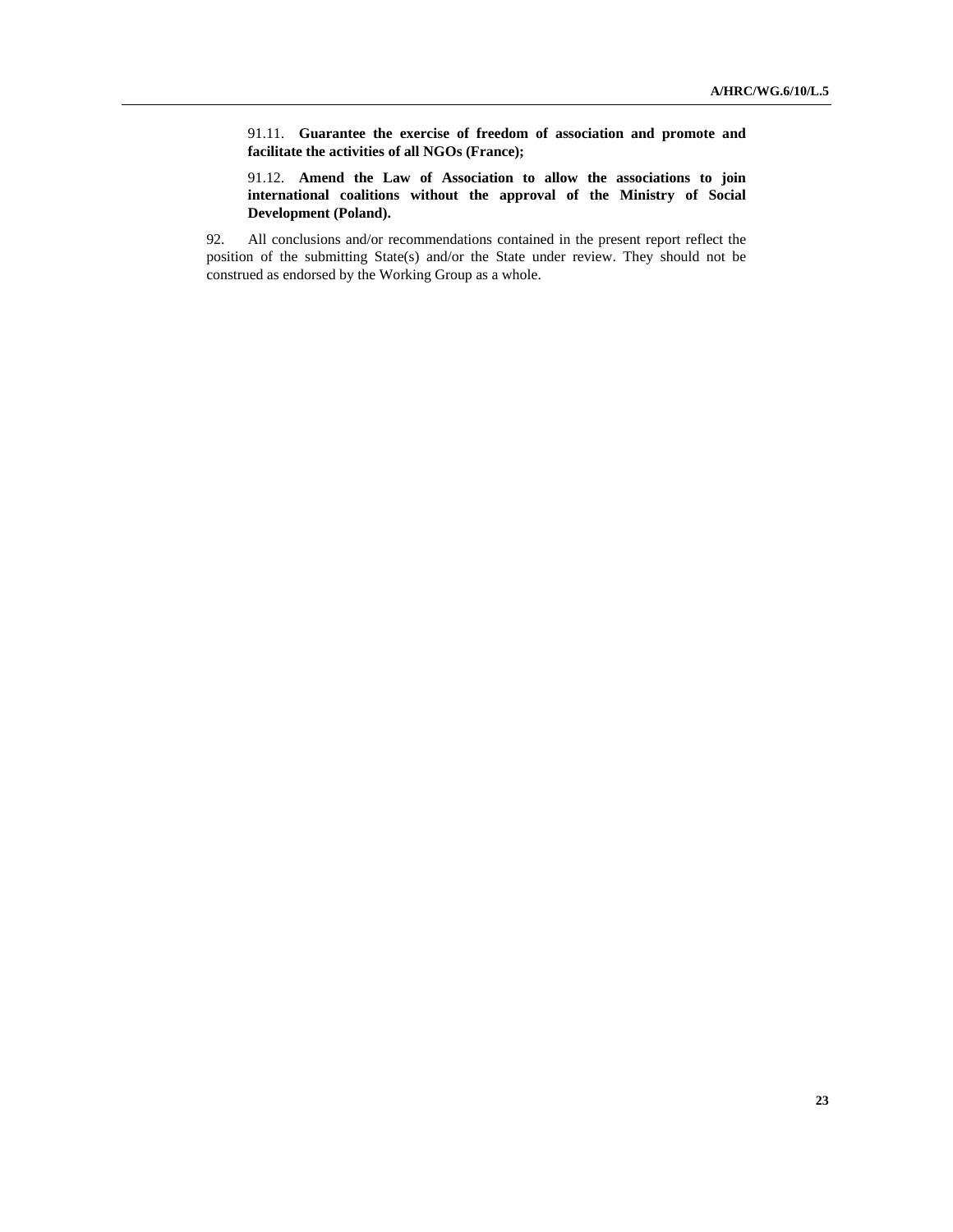91.11. **Guarantee the exercise of freedom of association and promote and facilitate the activities of all NGOs (France);**

91.12. **Amend the Law of Association to allow the associations to join international coalitions without the approval of the Ministry of Social Development (Poland).**

92. All conclusions and/or recommendations contained in the present report reflect the position of the submitting State(s) and/or the State under review. They should not be construed as endorsed by the Working Group as a whole.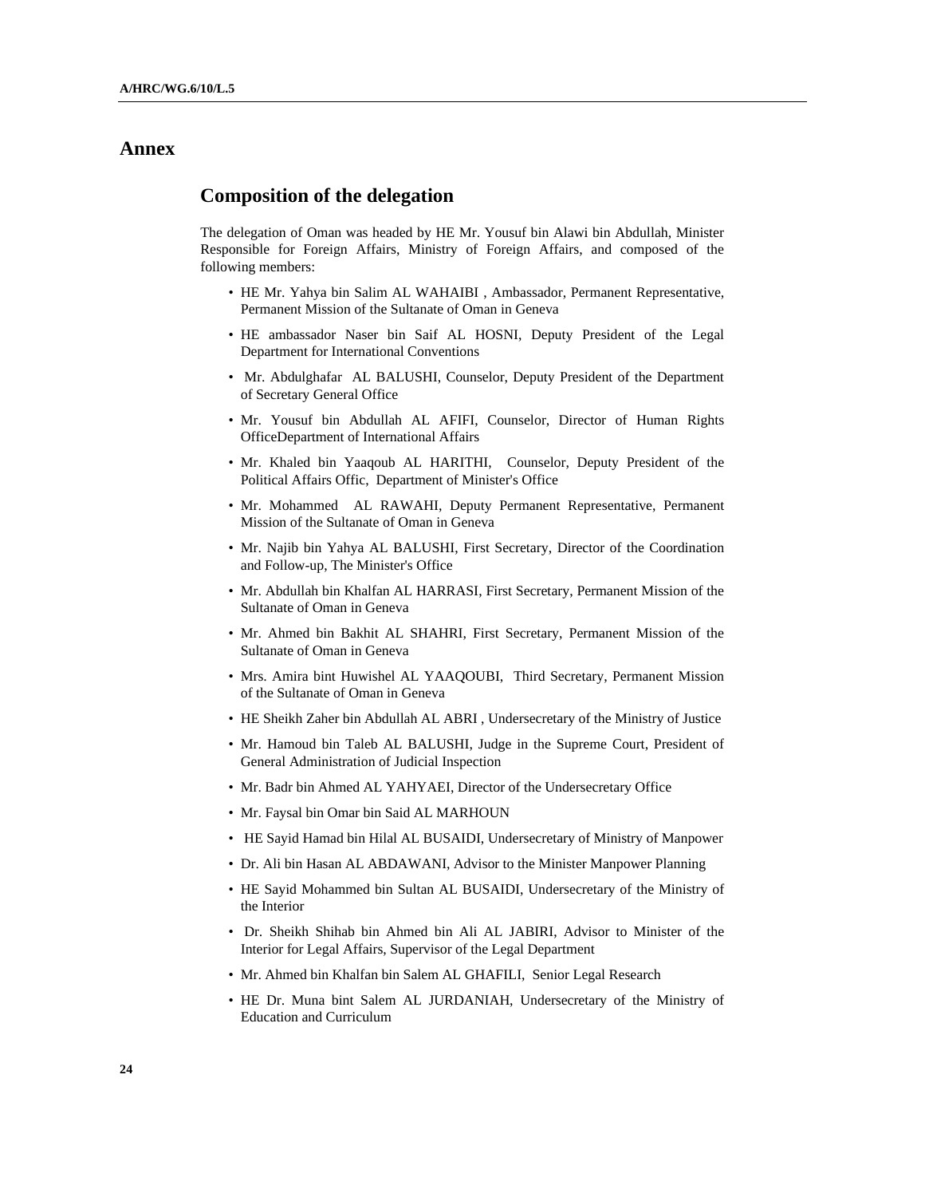# Annex

## Composition of the delegation

The delegation of Oman was headed by HE Mr. Yousuf bin Alawi bin Abdullah, Minister Responsible for Foreign Affairs, Ministry of Foreign Affairs, and composed of the following members:

- HE Mr. Yahya bin Salim AL WAHAIBI , Ambassador, Permanent Representative, Permanent Mission of the Sultanate of Oman in Geneva
- HE ambassador Naser bin Saif AL HOSNI, Deputy President of the Legal Department for International Conventions
- Mr. Abdulghafar AL BALUSHI, Counselor, Deputy President of the Department of Secretary General Office
- Mr. Yousuf bin Abdullah AL AFIFI, Counselor, Director of Human Rights OfficeDepartment of International Affairs
- Mr. Khaled bin Yaaqoub AL HARITHI, Counselor, Deputy President of the Political Affairs Offic, Department of Minister's Office
- Mr. Mohammed AL RAWAHI, Deputy Permanent Representative, Permanent Mission of the Sultanate of Oman in Geneva
- Mr. Najib bin Yahya AL BALUSHI, First Secretary, Director of the Coordination and Follow-up, The Minister's Office
- Mr. Abdullah bin Khalfan AL HARRASI, First Secretary, Permanent Mission of the Sultanate of Oman in Geneva
- Mr. Ahmed bin Bakhit AL SHAHRI, First Secretary, Permanent Mission of the Sultanate of Oman in Geneva
- Mrs. Amira bint Huwishel AL YAAQOUBI, Third Secretary, Permanent Mission of the Sultanate of Oman in Geneva
- HE Sheikh Zaher bin Abdullah AL ABRI , Undersecretary of the Ministry of Justice
- Mr. Hamoud bin Taleb AL BALUSHI, Judge in the Supreme Court, President of General Administration of Judicial Inspection
- Mr. Badr bin Ahmed AL YAHYAEI, Director of the Undersecretary Office
- Mr. Faysal bin Omar bin Said AL MARHOUN
- HE Sayid Hamad bin Hilal AL BUSAIDI, Undersecretary of Ministry of Manpower
- Dr. Ali bin Hasan AL ABDAWANI, Advisor to the Minister Manpower Planning
- HE Sayid Mohammed bin Sultan AL BUSAIDI, Undersecretary of the Ministry of the Interior
- Dr. Sheikh Shihab bin Ahmed bin Ali AL JABIRI, Advisor to Minister of the Interior for Legal Affairs, Supervisor of the Legal Department
- Mr. Ahmed bin Khalfan bin Salem AL GHAFILI, Senior Legal Research
- HE Dr. Muna bint Salem AL JURDANIAH, Undersecretary of the Ministry of Education and Curriculum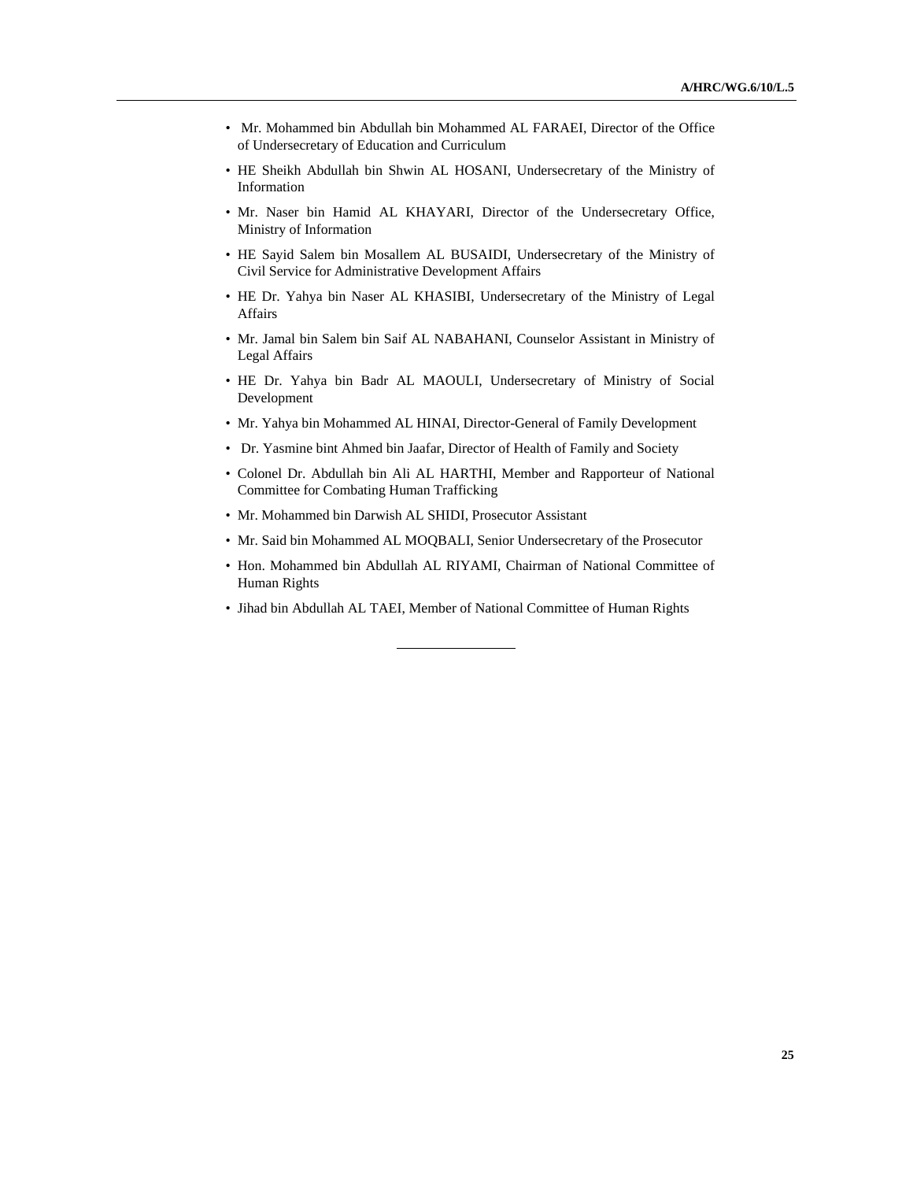- Mr. Mohammed bin Abdullah bin Mohammed AL FARAEI, Director of the Office of Undersecretary of Education and Curriculum
- HE Sheikh Abdullah bin Shwin AL HOSANI, Undersecretary of the Ministry of Information
- Mr. Naser bin Hamid AL KHAYARI, Director of the Undersecretary Office, Ministry of Information
- HE Sayid Salem bin Mosallem AL BUSAIDI, Undersecretary of the Ministry of Civil Service for Administrative Development Affairs
- HE Dr. Yahya bin Naser AL KHASIBI, Undersecretary of the Ministry of Legal Affairs
- Mr. Jamal bin Salem bin Saif AL NABAHANI, Counselor Assistant in Ministry of Legal Affairs
- HE Dr. Yahya bin Badr AL MAOULI, Undersecretary of Ministry of Social Development
- Mr. Yahya bin Mohammed AL HINAI, Director-General of Family Development
- Dr. Yasmine bint Ahmed bin Jaafar, Director of Health of Family and Society
- Colonel Dr. Abdullah bin Ali AL HARTHI, Member and Rapporteur of National Committee for Combating Human Trafficking
- Mr. Mohammed bin Darwish AL SHIDI, Prosecutor Assistant
- Mr. Said bin Mohammed AL MOQBALI, Senior Undersecretary of the Prosecutor
- Hon. Mohammed bin Abdullah AL RIYAMI, Chairman of National Committee of Human Rights
- Jihad bin Abdullah AL TAEI, Member of National Committee of Human Rights